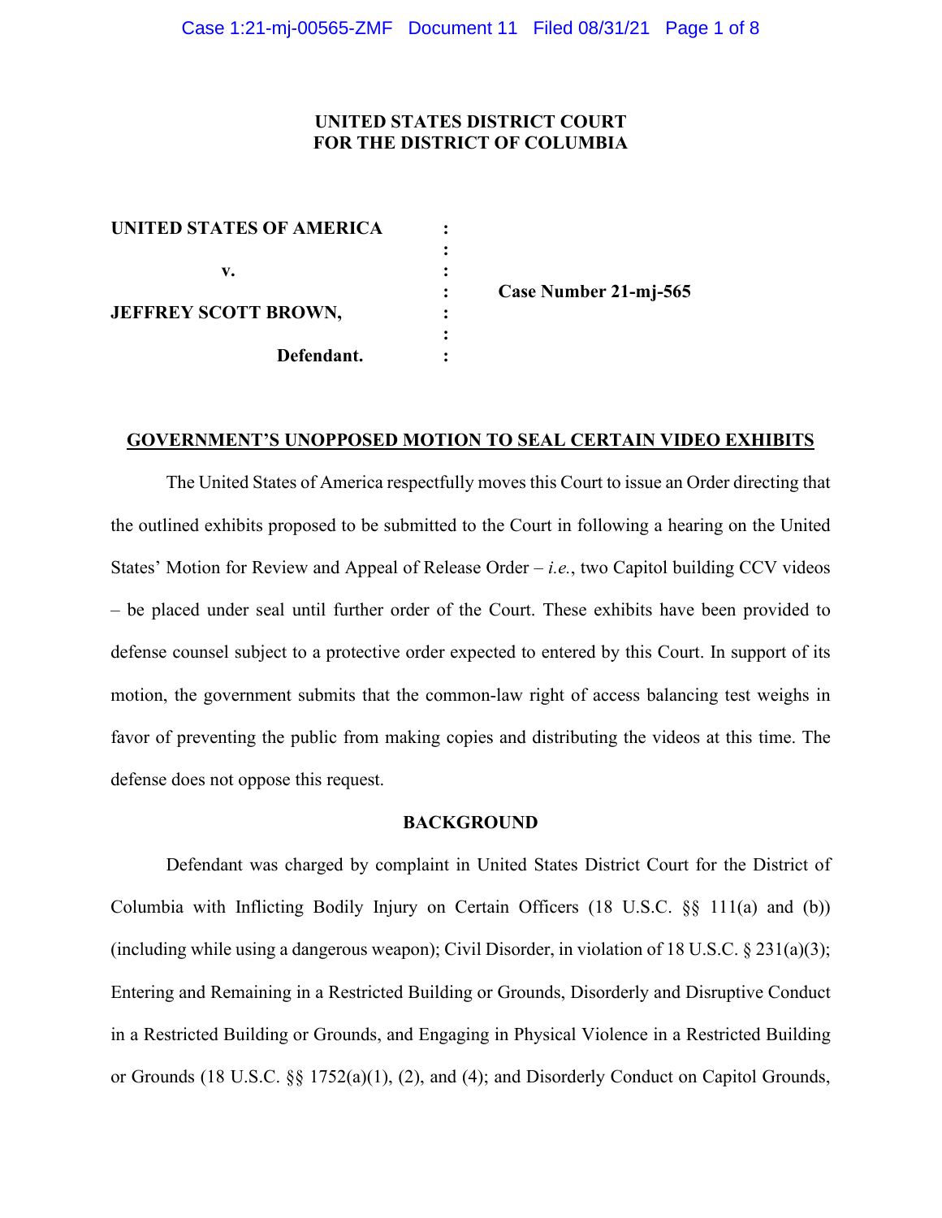**UNITED STATES DISTRICT COURT**
**FOR THE DISTRICT OF COLUMBIA**

| | | |
|---|---|---|
| **UNITED STATES OF AMERICA** | : | |
| | : | |
| **v.** | : | |
| | : | **Case Number 21-mj-565** |
| **JEFFREY SCOTT BROWN,** | : | |
| | : | |
| **Defendant.** | : | |

## GOVERNMENT'S UNOPPOSED MOTION TO SEAL CERTAIN VIDEO EXHIBITS

The United States of America respectfully moves this Court to issue an Order directing that the outlined exhibits proposed to be submitted to the Court in following a hearing on the United States' Motion for Review and Appeal of Release Order – *i.e.*, two Capitol building CCV videos – be placed under seal until further order of the Court. These exhibits have been provided to defense counsel subject to a protective order expected to entered by this Court. In support of its motion, the government submits that the common-law right of access balancing test weighs in favor of preventing the public from making copies and distributing the videos at this time. The defense does not oppose this request.

## BACKGROUND

Defendant was charged by complaint in United States District Court for the District of Columbia with Inflicting Bodily Injury on Certain Officers (18 U.S.C. §§ 111(a) and (b)) (including while using a dangerous weapon); Civil Disorder, in violation of 18 U.S.C. § 231(a)(3); Entering and Remaining in a Restricted Building or Grounds, Disorderly and Disruptive Conduct in a Restricted Building or Grounds, and Engaging in Physical Violence in a Restricted Building or Grounds (18 U.S.C. §§ 1752(a)(1), (2), and (4); and Disorderly Conduct on Capitol Grounds,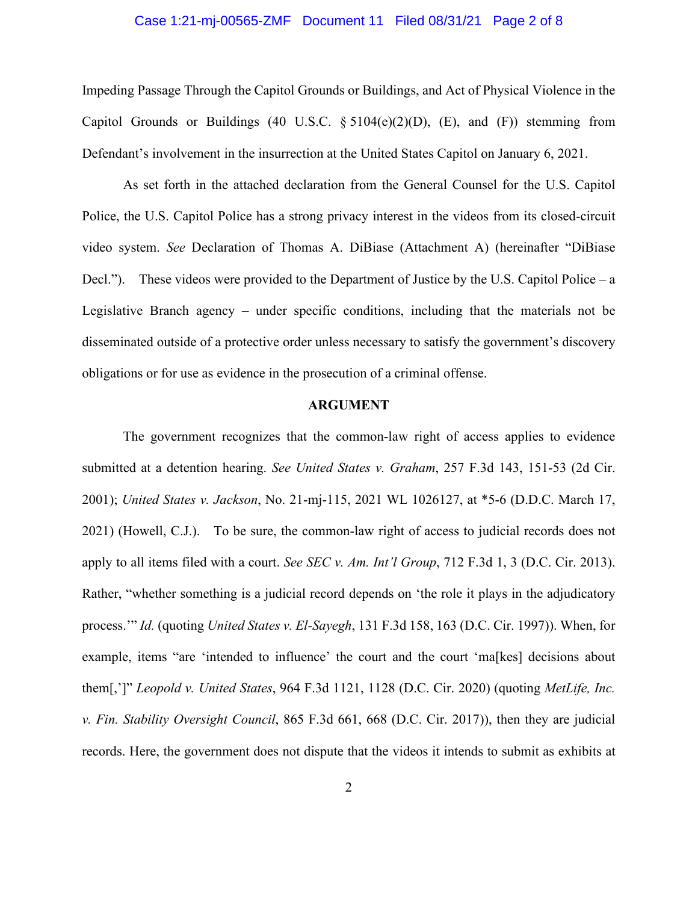Impeding Passage Through the Capitol Grounds or Buildings, and Act of Physical Violence in the Capitol Grounds or Buildings (40 U.S.C. § 5104(e)(2)(D), (E), and (F)) stemming from Defendant's involvement in the insurrection at the United States Capitol on January 6, 2021.

As set forth in the attached declaration from the General Counsel for the U.S. Capitol Police, the U.S. Capitol Police has a strong privacy interest in the videos from its closed-circuit video system. *See* Declaration of Thomas A. DiBiase (Attachment A) (hereinafter "DiBiase Decl."). These videos were provided to the Department of Justice by the U.S. Capitol Police – a Legislative Branch agency – under specific conditions, including that the materials not be disseminated outside of a protective order unless necessary to satisfy the government's discovery obligations or for use as evidence in the prosecution of a criminal offense.

## ARGUMENT

The government recognizes that the common-law right of access applies to evidence submitted at a detention hearing. *See United States v. Graham*, 257 F.3d 143, 151-53 (2d Cir. 2001); *United States v. Jackson*, No. 21-mj-115, 2021 WL 1026127, at *5-6 (D.D.C. March 17, 2021) (Howell, C.J.). To be sure, the common-law right of access to judicial records does not apply to all items filed with a court. *See SEC v. Am. Int'l Group*, 712 F.3d 1, 3 (D.C. Cir. 2013). Rather, "whether something is a judicial record depends on 'the role it plays in the adjudicatory process.'" *Id.* (quoting *United States v. El-Sayegh*, 131 F.3d 158, 163 (D.C. Cir. 1997)). When, for example, items "are 'intended to influence' the court and the court 'ma[kes] decisions about them[,']" *Leopold v. United States*, 964 F.3d 1121, 1128 (D.C. Cir. 2020) (quoting *MetLife, Inc. v. Fin. Stability Oversight Council*, 865 F.3d 661, 668 (D.C. Cir. 2017)), then they are judicial records. Here, the government does not dispute that the videos it intends to submit as exhibits at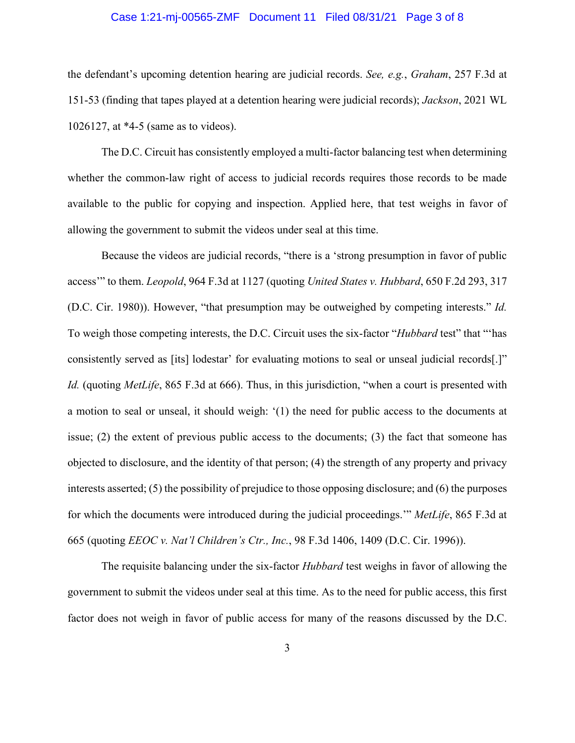the defendant's upcoming detention hearing are judicial records. *See, e.g.*, *Graham*, 257 F.3d at 151-53 (finding that tapes played at a detention hearing were judicial records); *Jackson*, 2021 WL 1026127, at *4-5 (same as to videos).

The D.C. Circuit has consistently employed a multi-factor balancing test when determining whether the common-law right of access to judicial records requires those records to be made available to the public for copying and inspection. Applied here, that test weighs in favor of allowing the government to submit the videos under seal at this time.

Because the videos are judicial records, "there is a 'strong presumption in favor of public access'" to them. *Leopold*, 964 F.3d at 1127 (quoting *United States v. Hubbard*, 650 F.2d 293, 317 (D.C. Cir. 1980)). However, "that presumption may be outweighed by competing interests." *Id.* To weigh those competing interests, the D.C. Circuit uses the six-factor "*Hubbard* test" that "'has consistently served as [its] lodestar' for evaluating motions to seal or unseal judicial records[.]" *Id.* (quoting *MetLife*, 865 F.3d at 666). Thus, in this jurisdiction, "when a court is presented with a motion to seal or unseal, it should weigh: '(1) the need for public access to the documents at issue; (2) the extent of previous public access to the documents; (3) the fact that someone has objected to disclosure, and the identity of that person; (4) the strength of any property and privacy interests asserted; (5) the possibility of prejudice to those opposing disclosure; and (6) the purposes for which the documents were introduced during the judicial proceedings.'" *MetLife*, 865 F.3d at 665 (quoting *EEOC v. Nat'l Children's Ctr., Inc.*, 98 F.3d 1406, 1409 (D.C. Cir. 1996)).

The requisite balancing under the six-factor *Hubbard* test weighs in favor of allowing the government to submit the videos under seal at this time. As to the need for public access, this first factor does not weigh in favor of public access for many of the reasons discussed by the D.C.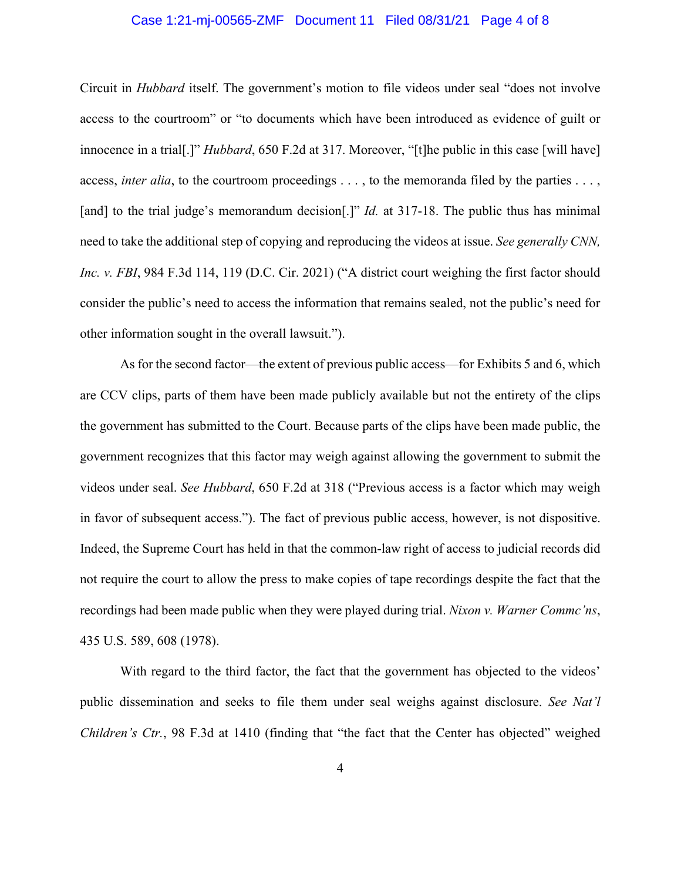Circuit in *Hubbard* itself. The government's motion to file videos under seal "does not involve access to the courtroom" or "to documents which have been introduced as evidence of guilt or innocence in a trial[.]" *Hubbard*, 650 F.2d at 317. Moreover, "[t]he public in this case [will have] access, *inter alia*, to the courtroom proceedings . . . , to the memoranda filed by the parties . . . , [and] to the trial judge's memorandum decision[.]" *Id.* at 317-18. The public thus has minimal need to take the additional step of copying and reproducing the videos at issue. *See generally CNN, Inc. v. FBI*, 984 F.3d 114, 119 (D.C. Cir. 2021) ("A district court weighing the first factor should consider the public's need to access the information that remains sealed, not the public's need for other information sought in the overall lawsuit.").

As for the second factor—the extent of previous public access—for Exhibits 5 and 6, which are CCV clips, parts of them have been made publicly available but not the entirety of the clips the government has submitted to the Court. Because parts of the clips have been made public, the government recognizes that this factor may weigh against allowing the government to submit the videos under seal. *See Hubbard*, 650 F.2d at 318 ("Previous access is a factor which may weigh in favor of subsequent access."). The fact of previous public access, however, is not dispositive. Indeed, the Supreme Court has held in that the common-law right of access to judicial records did not require the court to allow the press to make copies of tape recordings despite the fact that the recordings had been made public when they were played during trial. *Nixon v. Warner Commc'ns*, 435 U.S. 589, 608 (1978).

With regard to the third factor, the fact that the government has objected to the videos' public dissemination and seeks to file them under seal weighs against disclosure. *See Nat'l Children's Ctr.*, 98 F.3d at 1410 (finding that "the fact that the Center has objected" weighed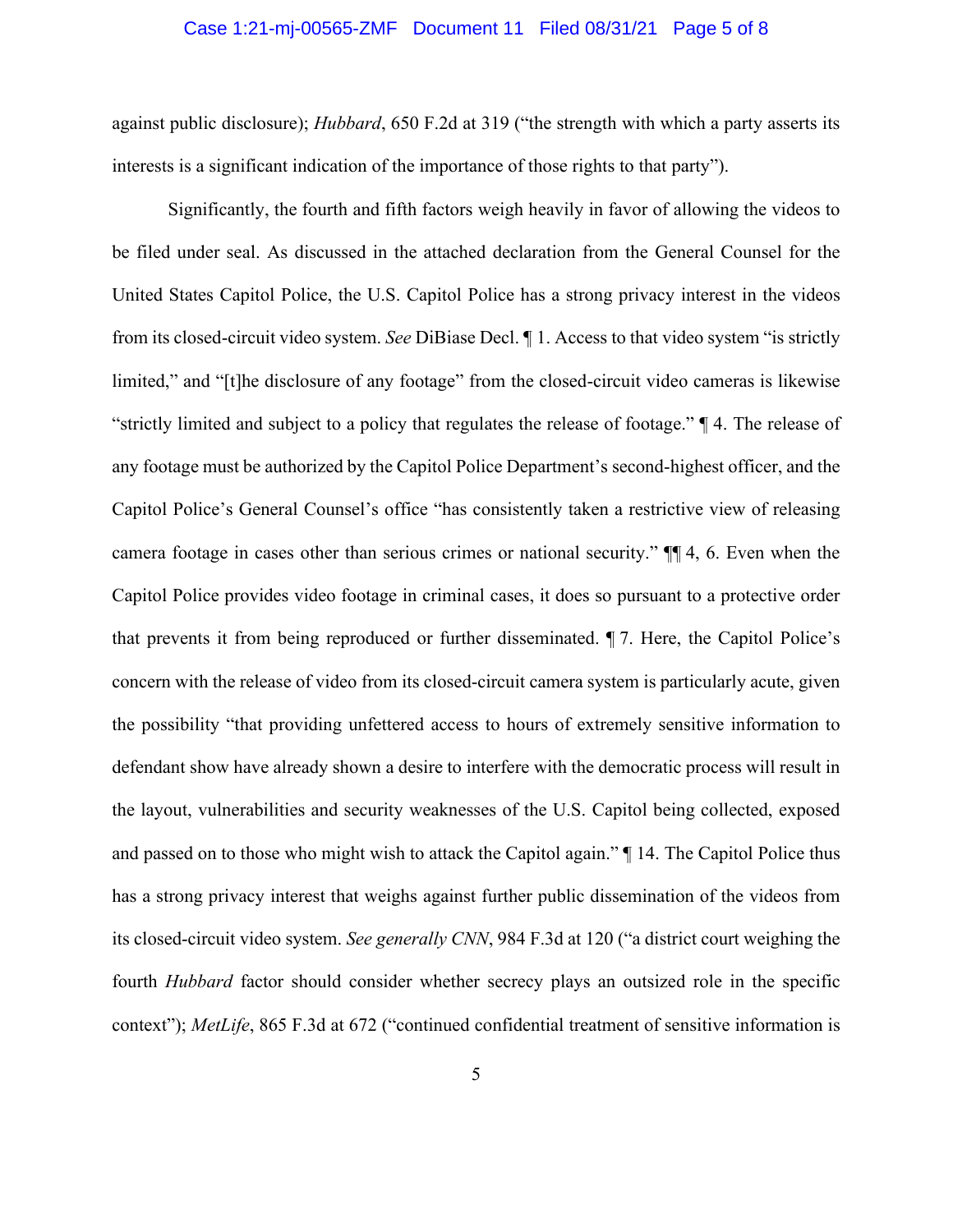against public disclosure); *Hubbard*, 650 F.2d at 319 ("the strength with which a party asserts its interests is a significant indication of the importance of those rights to that party").

Significantly, the fourth and fifth factors weigh heavily in favor of allowing the videos to be filed under seal. As discussed in the attached declaration from the General Counsel for the United States Capitol Police, the U.S. Capitol Police has a strong privacy interest in the videos from its closed-circuit video system. *See* DiBiase Decl. ¶ 1. Access to that video system "is strictly limited," and "[t]he disclosure of any footage" from the closed-circuit video cameras is likewise "strictly limited and subject to a policy that regulates the release of footage." ¶ 4. The release of any footage must be authorized by the Capitol Police Department's second-highest officer, and the Capitol Police's General Counsel's office "has consistently taken a restrictive view of releasing camera footage in cases other than serious crimes or national security." ¶¶ 4, 6. Even when the Capitol Police provides video footage in criminal cases, it does so pursuant to a protective order that prevents it from being reproduced or further disseminated. ¶ 7. Here, the Capitol Police's concern with the release of video from its closed-circuit camera system is particularly acute, given the possibility "that providing unfettered access to hours of extremely sensitive information to defendant show have already shown a desire to interfere with the democratic process will result in the layout, vulnerabilities and security weaknesses of the U.S. Capitol being collected, exposed and passed on to those who might wish to attack the Capitol again." ¶ 14. The Capitol Police thus has a strong privacy interest that weighs against further public dissemination of the videos from its closed-circuit video system. *See generally CNN*, 984 F.3d at 120 ("a district court weighing the fourth *Hubbard* factor should consider whether secrecy plays an outsized role in the specific context"); *MetLife*, 865 F.3d at 672 ("continued confidential treatment of sensitive information is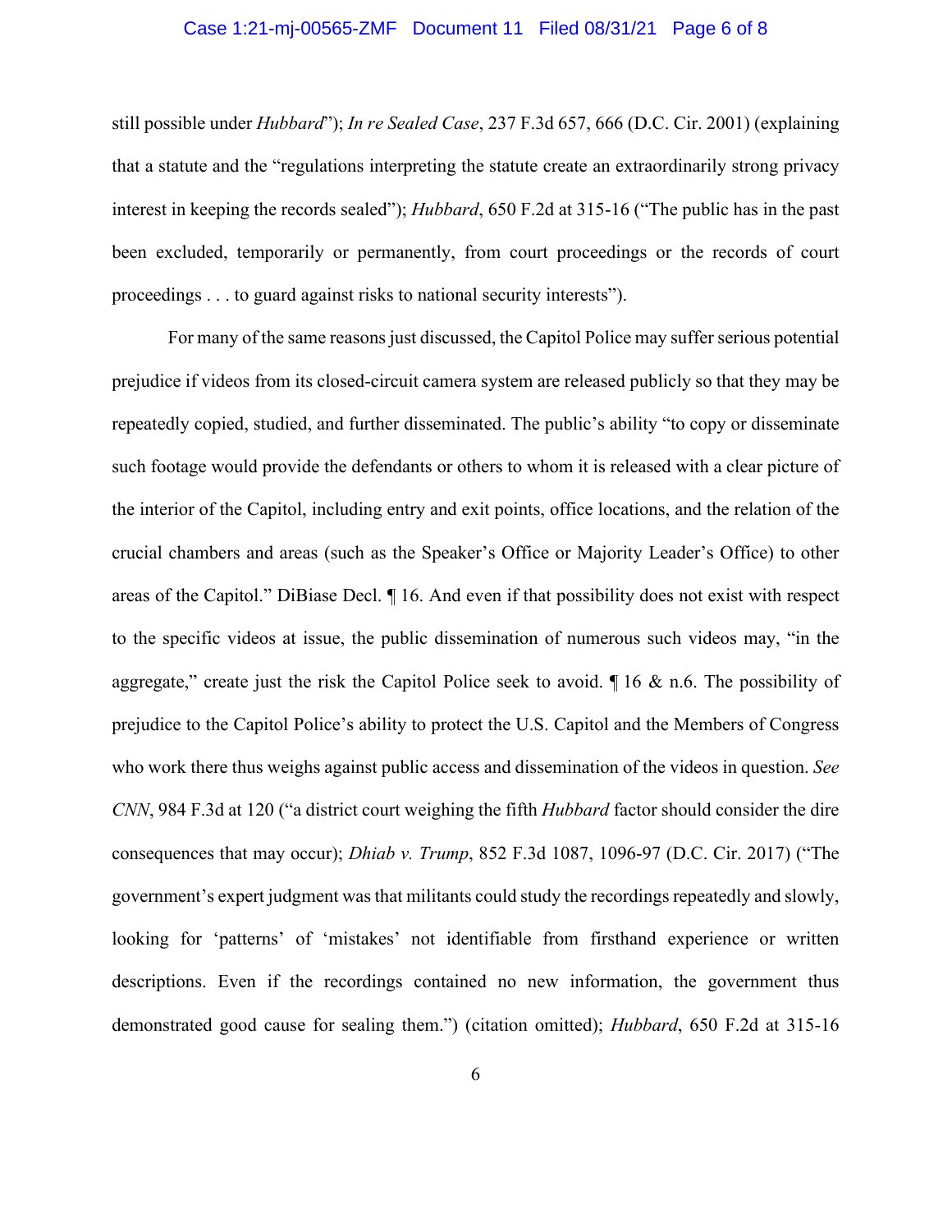still possible under *Hubbard*"); *In re Sealed Case*, 237 F.3d 657, 666 (D.C. Cir. 2001) (explaining that a statute and the "regulations interpreting the statute create an extraordinarily strong privacy interest in keeping the records sealed"); *Hubbard*, 650 F.2d at 315-16 ("The public has in the past been excluded, temporarily or permanently, from court proceedings or the records of court proceedings . . . to guard against risks to national security interests").

For many of the same reasons just discussed, the Capitol Police may suffer serious potential prejudice if videos from its closed-circuit camera system are released publicly so that they may be repeatedly copied, studied, and further disseminated. The public's ability "to copy or disseminate such footage would provide the defendants or others to whom it is released with a clear picture of the interior of the Capitol, including entry and exit points, office locations, and the relation of the crucial chambers and areas (such as the Speaker's Office or Majority Leader's Office) to other areas of the Capitol." DiBiase Decl. ¶ 16. And even if that possibility does not exist with respect to the specific videos at issue, the public dissemination of numerous such videos may, "in the aggregate," create just the risk the Capitol Police seek to avoid. ¶ 16 & n.6. The possibility of prejudice to the Capitol Police's ability to protect the U.S. Capitol and the Members of Congress who work there thus weighs against public access and dissemination of the videos in question. *See CNN*, 984 F.3d at 120 ("a district court weighing the fifth *Hubbard* factor should consider the dire consequences that may occur); *Dhiab v. Trump*, 852 F.3d 1087, 1096-97 (D.C. Cir. 2017) ("The government's expert judgment was that militants could study the recordings repeatedly and slowly, looking for 'patterns' of 'mistakes' not identifiable from firsthand experience or written descriptions. Even if the recordings contained no new information, the government thus demonstrated good cause for sealing them.") (citation omitted); *Hubbard*, 650 F.2d at 315-16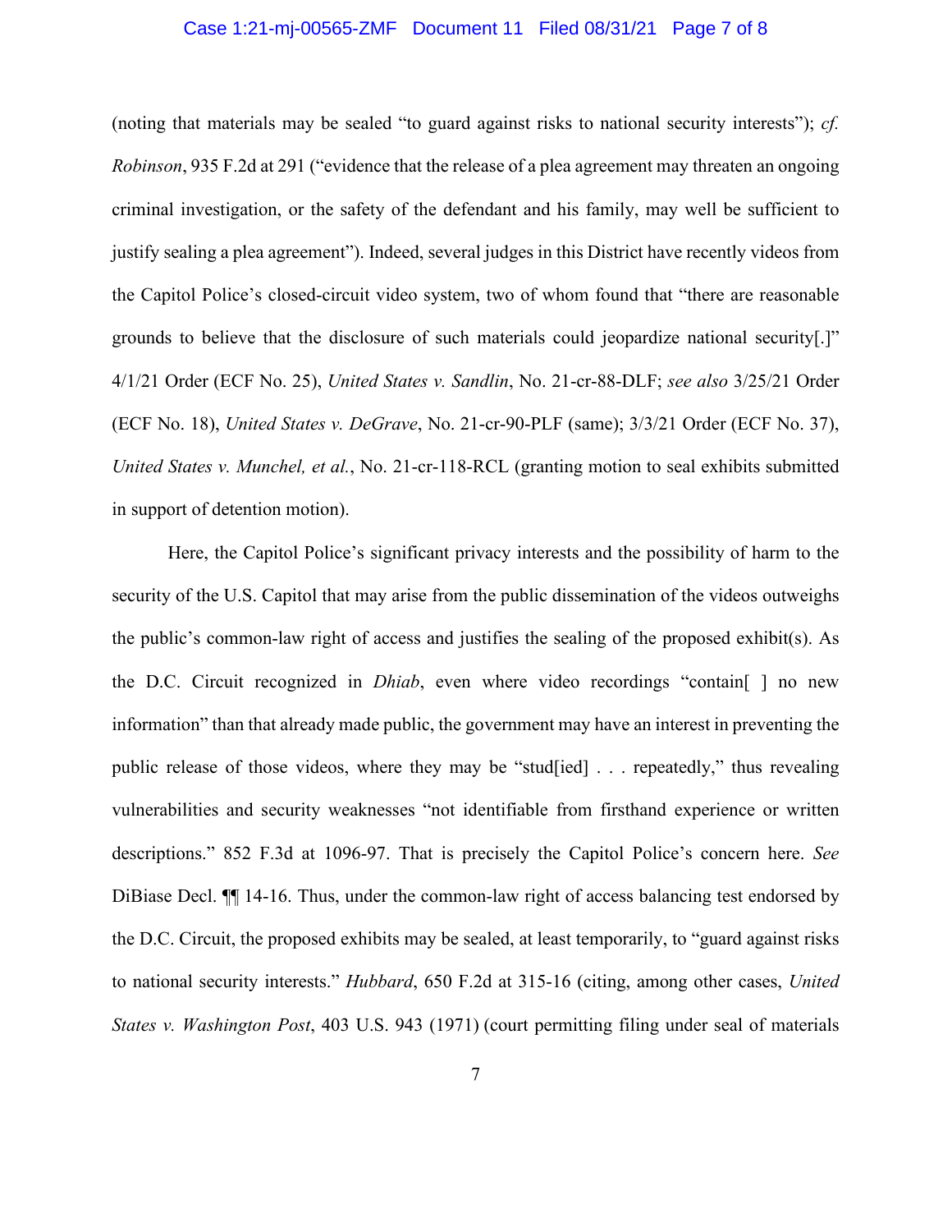(noting that materials may be sealed "to guard against risks to national security interests"); *cf. Robinson*, 935 F.2d at 291 ("evidence that the release of a plea agreement may threaten an ongoing criminal investigation, or the safety of the defendant and his family, may well be sufficient to justify sealing a plea agreement"). Indeed, several judges in this District have recently videos from the Capitol Police's closed-circuit video system, two of whom found that "there are reasonable grounds to believe that the disclosure of such materials could jeopardize national security[.]" 4/1/21 Order (ECF No. 25), *United States v. Sandlin*, No. 21-cr-88-DLF; *see also* 3/25/21 Order (ECF No. 18), *United States v. DeGrave*, No. 21-cr-90-PLF (same); 3/3/21 Order (ECF No. 37), *United States v. Munchel, et al.*, No. 21-cr-118-RCL (granting motion to seal exhibits submitted in support of detention motion).

Here, the Capitol Police's significant privacy interests and the possibility of harm to the security of the U.S. Capitol that may arise from the public dissemination of the videos outweighs the public's common-law right of access and justifies the sealing of the proposed exhibit(s). As the D.C. Circuit recognized in *Dhiab*, even where video recordings "contain[ ] no new information" than that already made public, the government may have an interest in preventing the public release of those videos, where they may be "stud[ied] . . . repeatedly," thus revealing vulnerabilities and security weaknesses "not identifiable from firsthand experience or written descriptions." 852 F.3d at 1096-97. That is precisely the Capitol Police's concern here. *See* DiBiase Decl. ¶¶ 14-16. Thus, under the common-law right of access balancing test endorsed by the D.C. Circuit, the proposed exhibits may be sealed, at least temporarily, to "guard against risks to national security interests." *Hubbard*, 650 F.2d at 315-16 (citing, among other cases, *United States v. Washington Post*, 403 U.S. 943 (1971) (court permitting filing under seal of materials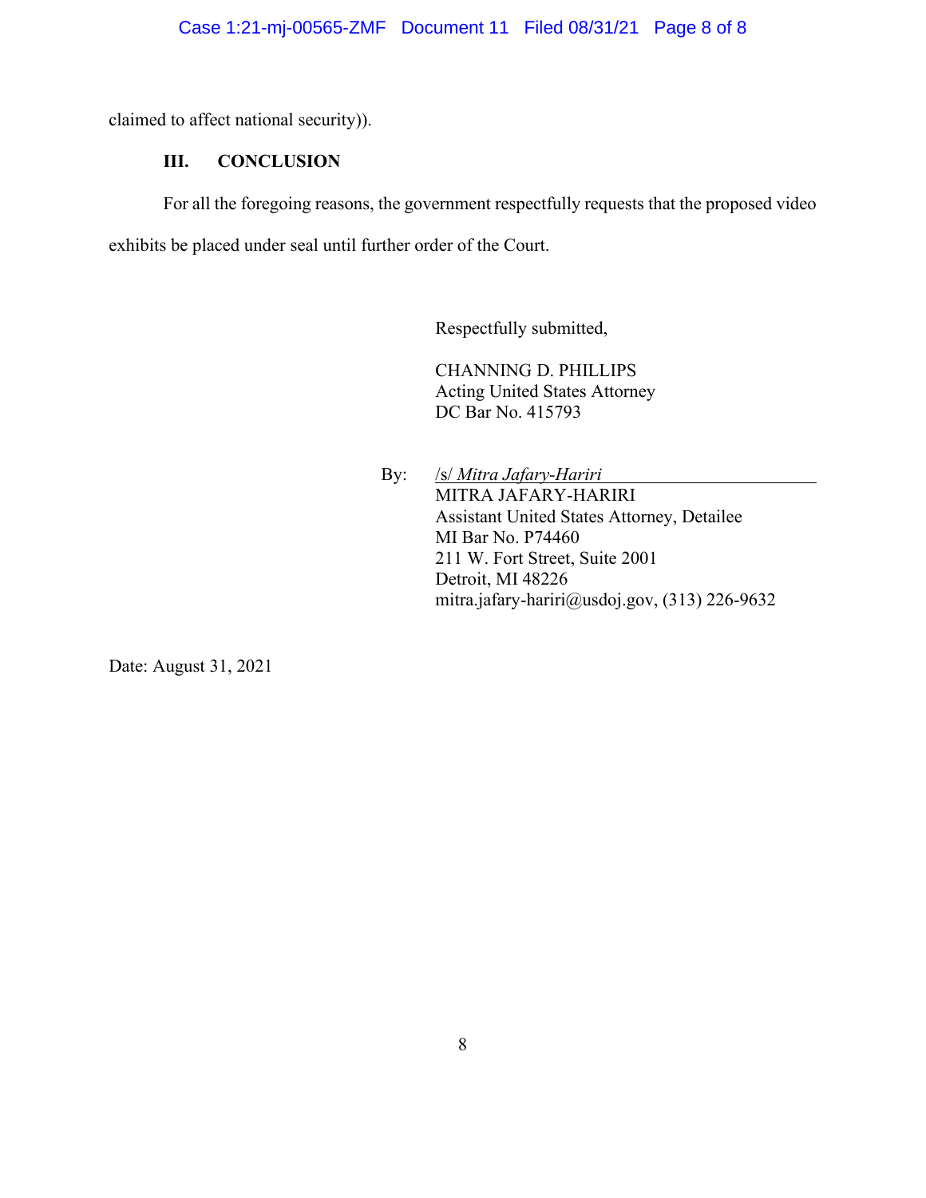claimed to affect national security)).

### III. CONCLUSION

For all the foregoing reasons, the government respectfully requests that the proposed video exhibits be placed under seal until further order of the Court.

Respectfully submitted,

CHANNING D. PHILLIPS
Acting United States Attorney
DC Bar No. 415793

By: /s/ *Mitra Jafary-Hariri*
MITRA JAFARY-HARIRI
Assistant United States Attorney, Detailee
MI Bar No. P74460
211 W. Fort Street, Suite 2001
Detroit, MI 48226
mitra.jafary-hariri@usdoj.gov, (313) 226-9632

Date: August 31, 2021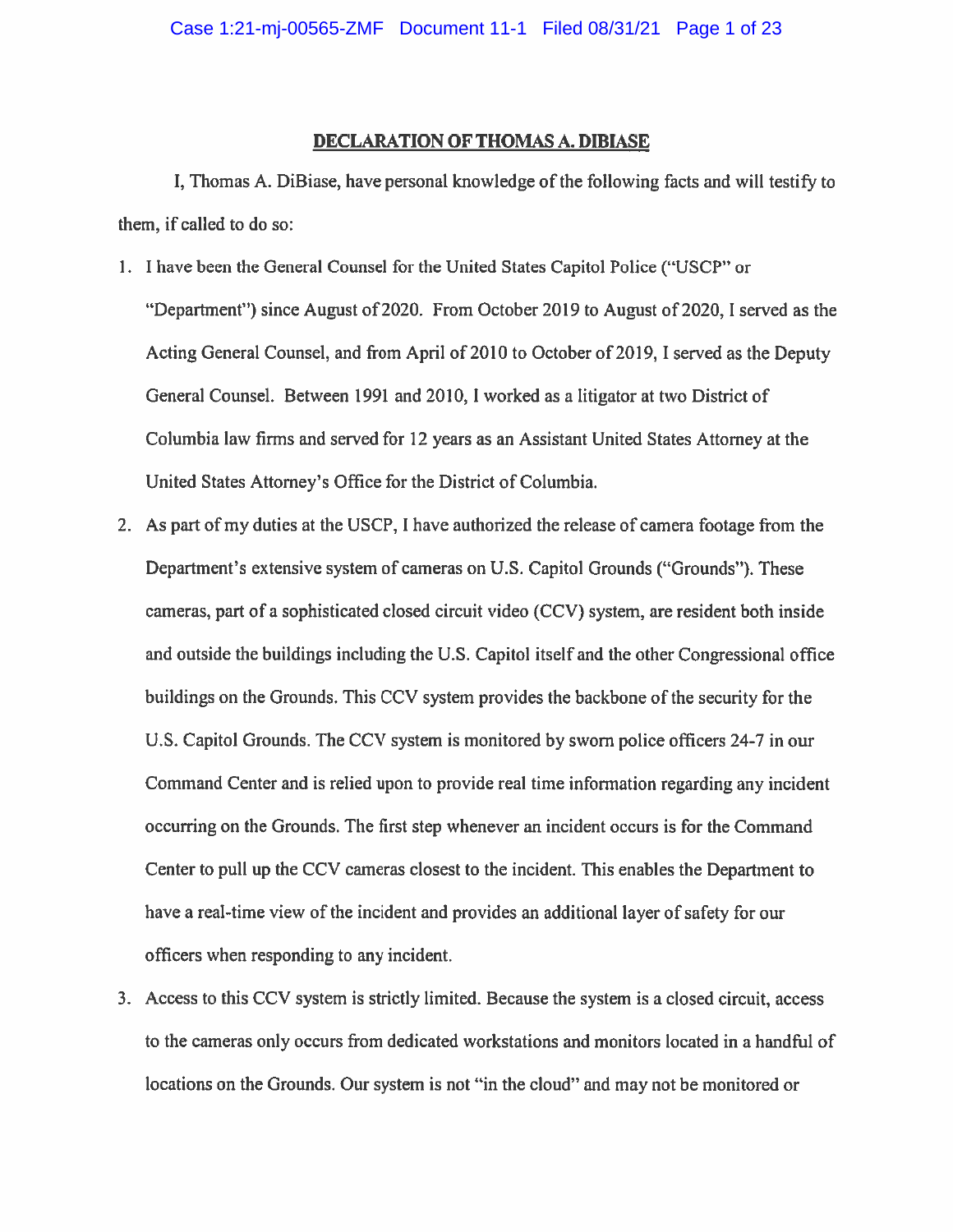# DECLARATION OF THOMAS A. DIBIASE

I, Thomas A. DiBiase, have personal knowledge of the following facts and will testify to them, if called to do so:

1. I have been the General Counsel for the United States Capitol Police ("USCP" or "Department") since August of 2020. From October 2019 to August of 2020, I served as the Acting General Counsel, and from April of 2010 to October of 2019, I served as the Deputy General Counsel. Between 1991 and 2010, I worked as a litigator at two District of Columbia law firms and served for 12 years as an Assistant United States Attorney at the United States Attorney's Office for the District of Columbia.
2. As part of my duties at the USCP, I have authorized the release of camera footage from the Department's extensive system of cameras on U.S. Capitol Grounds ("Grounds"). These cameras, part of a sophisticated closed circuit video (CCV) system, are resident both inside and outside the buildings including the U.S. Capitol itself and the other Congressional office buildings on the Grounds. This CCV system provides the backbone of the security for the U.S. Capitol Grounds. The CCV system is monitored by sworn police officers 24-7 in our Command Center and is relied upon to provide real time information regarding any incident occurring on the Grounds. The first step whenever an incident occurs is for the Command Center to pull up the CCV cameras closest to the incident. This enables the Department to have a real-time view of the incident and provides an additional layer of safety for our officers when responding to any incident.
3. Access to this CCV system is strictly limited. Because the system is a closed circuit, access to the cameras only occurs from dedicated workstations and monitors located in a handful of locations on the Grounds. Our system is not "in the cloud" and may not be monitored or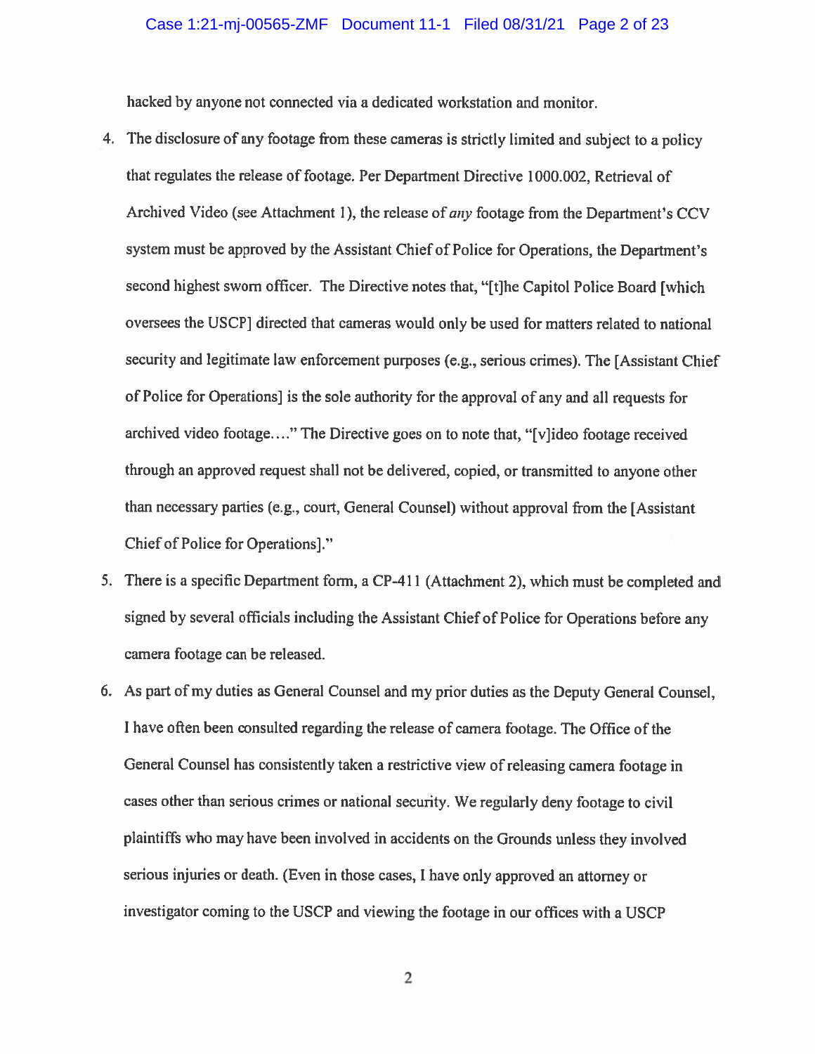hacked by anyone not connected via a dedicated workstation and monitor.

4. The disclosure of any footage from these cameras is strictly limited and subject to a policy that regulates the release of footage. Per Department Directive 1000.002, Retrieval of Archived Video (see Attachment 1), the release of *any* footage from the Department's CCV system must be approved by the Assistant Chief of Police for Operations, the Department's second highest sworn officer. The Directive notes that, "[t]he Capitol Police Board [which oversees the USCP] directed that cameras would only be used for matters related to national security and legitimate law enforcement purposes (e.g., serious crimes). The [Assistant Chief of Police for Operations] is the sole authority for the approval of any and all requests for archived video footage…." The Directive goes on to note that, "[v]ideo footage received through an approved request shall not be delivered, copied, or transmitted to anyone other than necessary parties (e.g., court, General Counsel) without approval from the [Assistant Chief of Police for Operations]."

5. There is a specific Department form, a CP-411 (Attachment 2), which must be completed and signed by several officials including the Assistant Chief of Police for Operations before any camera footage can be released.

6. As part of my duties as General Counsel and my prior duties as the Deputy General Counsel, I have often been consulted regarding the release of camera footage. The Office of the General Counsel has consistently taken a restrictive view of releasing camera footage in cases other than serious crimes or national security. We regularly deny footage to civil plaintiffs who may have been involved in accidents on the Grounds unless they involved serious injuries or death. (Even in those cases, I have only approved an attorney or investigator coming to the USCP and viewing the footage in our offices with a USCP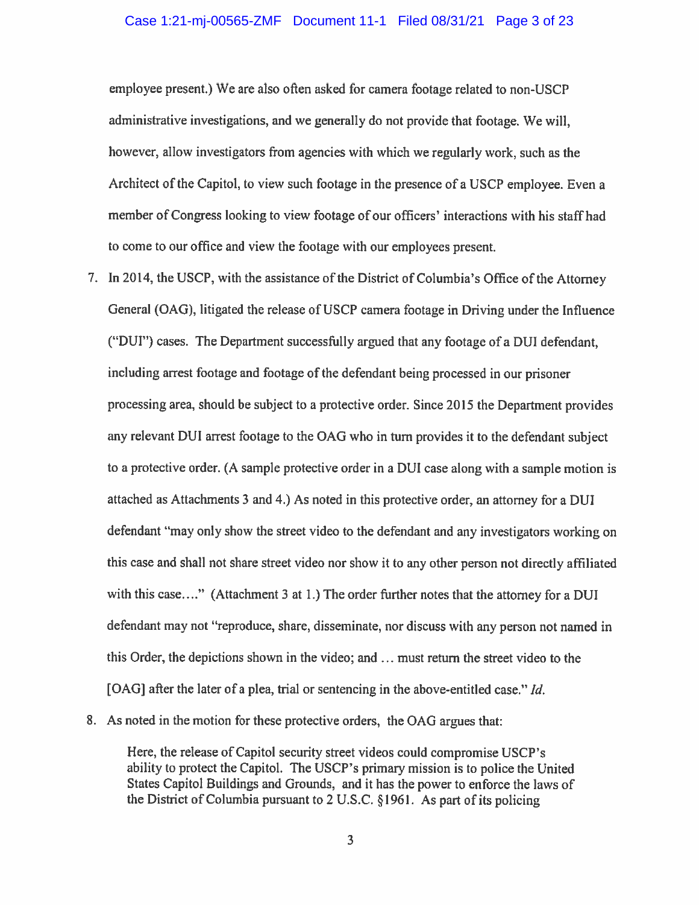employee present.) We are also often asked for camera footage related to non-USCP administrative investigations, and we generally do not provide that footage. We will, however, allow investigators from agencies with which we regularly work, such as the Architect of the Capitol, to view such footage in the presence of a USCP employee. Even a member of Congress looking to view footage of our officers' interactions with his staff had to come to our office and view the footage with our employees present.

7. In 2014, the USCP, with the assistance of the District of Columbia's Office of the Attorney General (OAG), litigated the release of USCP camera footage in Driving under the Influence ("DUI") cases. The Department successfully argued that any footage of a DUI defendant, including arrest footage and footage of the defendant being processed in our prisoner processing area, should be subject to a protective order. Since 2015 the Department provides any relevant DUI arrest footage to the OAG who in turn provides it to the defendant subject to a protective order. (A sample protective order in a DUI case along with a sample motion is attached as Attachments 3 and 4.) As noted in this protective order, an attorney for a DUI defendant "may only show the street video to the defendant and any investigators working on this case and shall not share street video nor show it to any other person not directly affiliated with this case…." (Attachment 3 at 1.) The order further notes that the attorney for a DUI defendant may not "reproduce, share, disseminate, nor discuss with any person not named in this Order, the depictions shown in the video; and … must return the street video to the [OAG] after the later of a plea, trial or sentencing in the above-entitled case." *Id.*

8. As noted in the motion for these protective orders, the OAG argues that:

> Here, the release of Capitol security street videos could compromise USCP's ability to protect the Capitol. The USCP's primary mission is to police the United States Capitol Buildings and Grounds, and it has the power to enforce the laws of the District of Columbia pursuant to 2 U.S.C. §1961. As part of its policing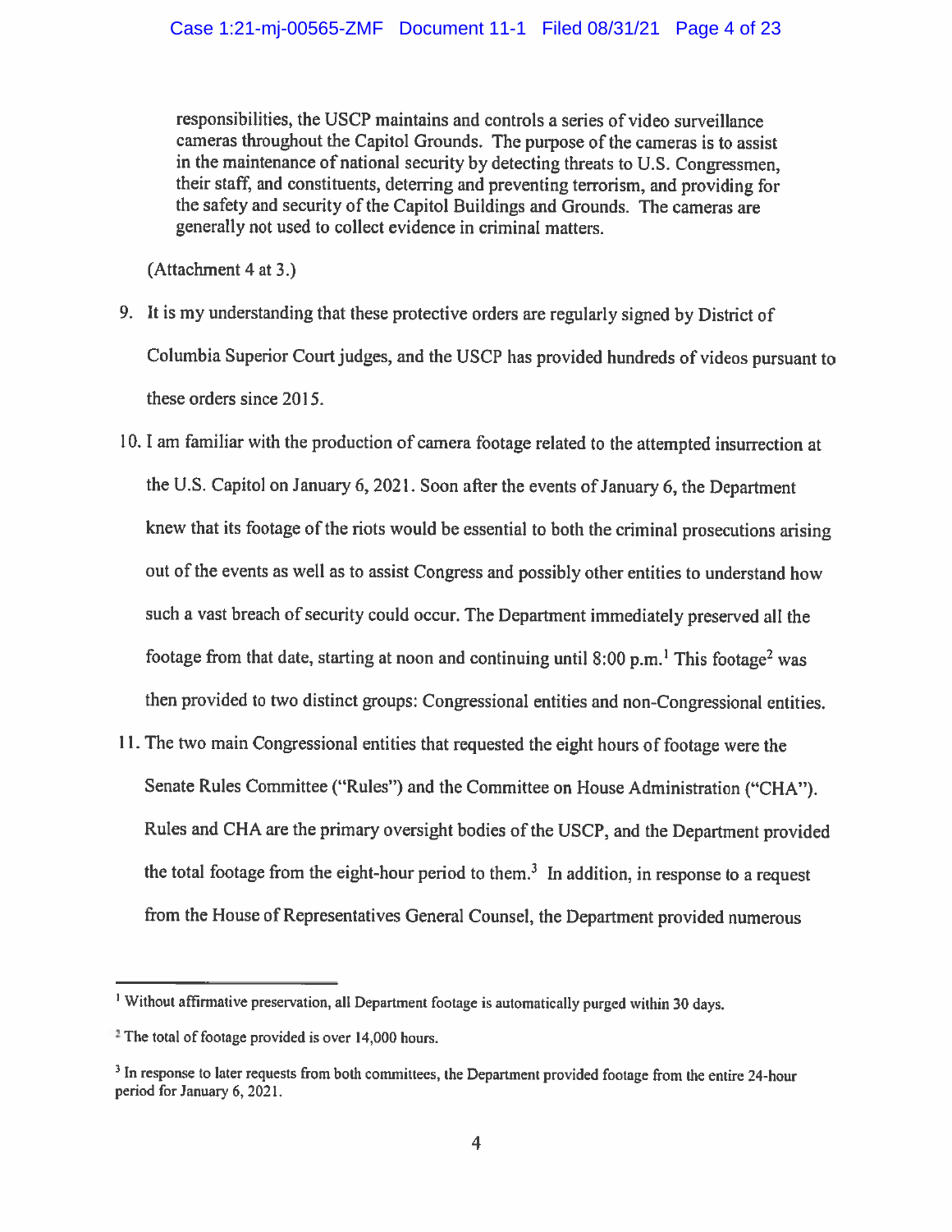> responsibilities, the USCP maintains and controls a series of video surveillance cameras throughout the Capitol Grounds. The purpose of the cameras is to assist in the maintenance of national security by detecting threats to U.S. Congressmen, their staff, and constituents, deterring and preventing terrorism, and providing for the safety and security of the Capitol Buildings and Grounds. The cameras are generally not used to collect evidence in criminal matters.

(Attachment 4 at 3.)

9. It is my understanding that these protective orders are regularly signed by District of Columbia Superior Court judges, and the USCP has provided hundreds of videos pursuant to these orders since 2015.

10. I am familiar with the production of camera footage related to the attempted insurrection at the U.S. Capitol on January 6, 2021. Soon after the events of January 6, the Department knew that its footage of the riots would be essential to both the criminal prosecutions arising out of the events as well as to assist Congress and possibly other entities to understand how such a vast breach of security could occur. The Department immediately preserved all the footage from that date, starting at noon and continuing until 8:00 p.m.[1] This footage[2] was then provided to two distinct groups: Congressional entities and non-Congressional entities.

11. The two main Congressional entities that requested the eight hours of footage were the Senate Rules Committee ("Rules") and the Committee on House Administration ("CHA"). Rules and CHA are the primary oversight bodies of the USCP, and the Department provided the total footage from the eight-hour period to them.[3] In addition, in response to a request from the House of Representatives General Counsel, the Department provided numerous

---

[1] Without affirmative preservation, all Department footage is automatically purged within 30 days.

[2] The total of footage provided is over 14,000 hours.

[3] In response to later requests from both committees, the Department provided footage from the entire 24-hour period for January 6, 2021.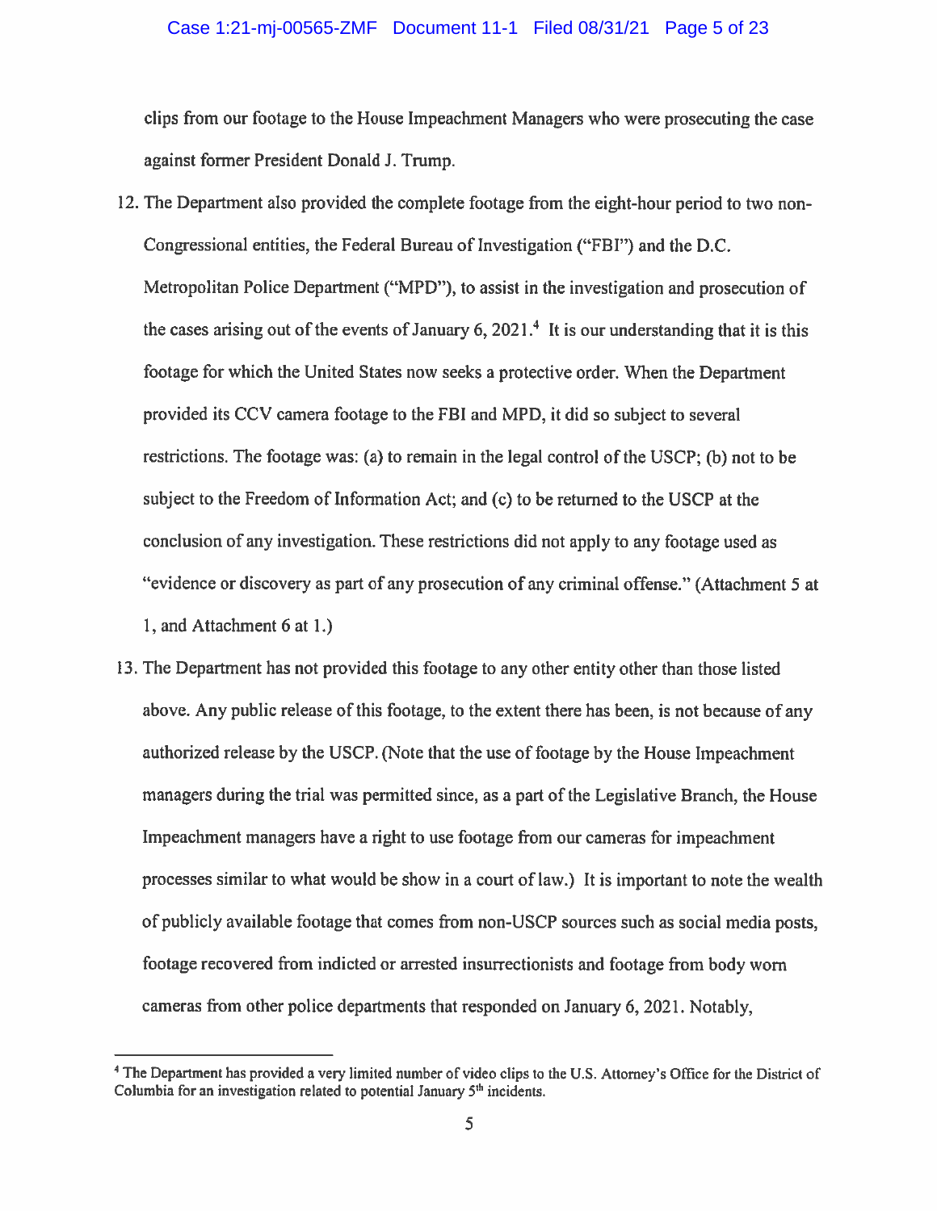clips from our footage to the House Impeachment Managers who were prosecuting the case against former President Donald J. Trump.

12. The Department also provided the complete footage from the eight-hour period to two non-Congressional entities, the Federal Bureau of Investigation ("FBI") and the D.C. Metropolitan Police Department ("MPD"), to assist in the investigation and prosecution of the cases arising out of the events of January 6, 2021.[4] It is our understanding that it is this footage for which the United States now seeks a protective order. When the Department provided its CCV camera footage to the FBI and MPD, it did so subject to several restrictions. The footage was: (a) to remain in the legal control of the USCP; (b) not to be subject to the Freedom of Information Act; and (c) to be returned to the USCP at the conclusion of any investigation. These restrictions did not apply to any footage used as "evidence or discovery as part of any prosecution of any criminal offense." (Attachment 5 at 1, and Attachment 6 at 1.)

13. The Department has not provided this footage to any other entity other than those listed above. Any public release of this footage, to the extent there has been, is not because of any authorized release by the USCP. (Note that the use of footage by the House Impeachment managers during the trial was permitted since, as a part of the Legislative Branch, the House Impeachment managers have a right to use footage from our cameras for impeachment processes similar to what would be show in a court of law.) It is important to note the wealth of publicly available footage that comes from non-USCP sources such as social media posts, footage recovered from indicted or arrested insurrectionists and footage from body worn cameras from other police departments that responded on January 6, 2021. Notably,

---

[4] The Department has provided a very limited number of video clips to the U.S. Attorney's Office for the District of Columbia for an investigation related to potential January 5th incidents.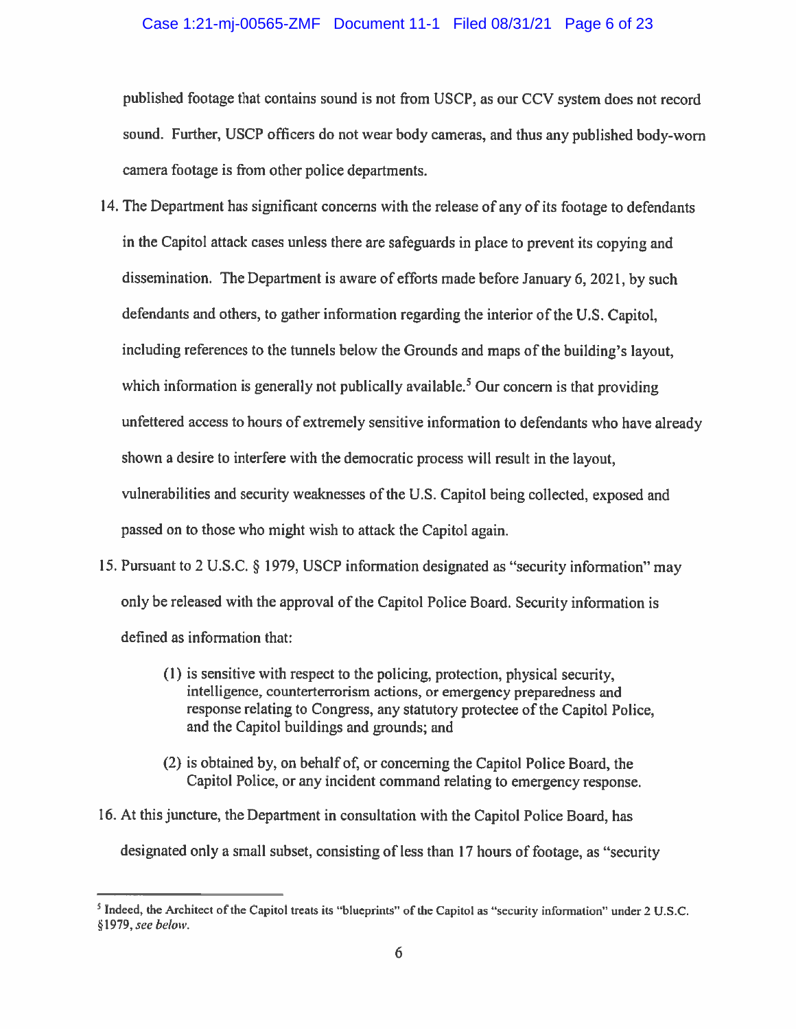published footage that contains sound is not from USCP, as our CCV system does not record sound. Further, USCP officers do not wear body cameras, and thus any published body-worn camera footage is from other police departments.

14. The Department has significant concerns with the release of any of its footage to defendants in the Capitol attack cases unless there are safeguards in place to prevent its copying and dissemination. The Department is aware of efforts made before January 6, 2021, by such defendants and others, to gather information regarding the interior of the U.S. Capitol, including references to the tunnels below the Grounds and maps of the building's layout, which information is generally not publically available.[5] Our concern is that providing unfettered access to hours of extremely sensitive information to defendants who have already shown a desire to interfere with the democratic process will result in the layout, vulnerabilities and security weaknesses of the U.S. Capitol being collected, exposed and passed on to those who might wish to attack the Capitol again.

15. Pursuant to 2 U.S.C. § 1979, USCP information designated as "security information" may only be released with the approval of the Capitol Police Board. Security information is defined as information that:

    (1) is sensitive with respect to the policing, protection, physical security, intelligence, counterterrorism actions, or emergency preparedness and response relating to Congress, any statutory protectee of the Capitol Police, and the Capitol buildings and grounds; and

    (2) is obtained by, on behalf of, or concerning the Capitol Police Board, the Capitol Police, or any incident command relating to emergency response.

16. At this juncture, the Department in consultation with the Capitol Police Board, has designated only a small subset, consisting of less than 17 hours of footage, as "security

---

[5] Indeed, the Architect of the Capitol treats its "blueprints" of the Capitol as "security information" under 2 U.S.C. §1979, *see below*.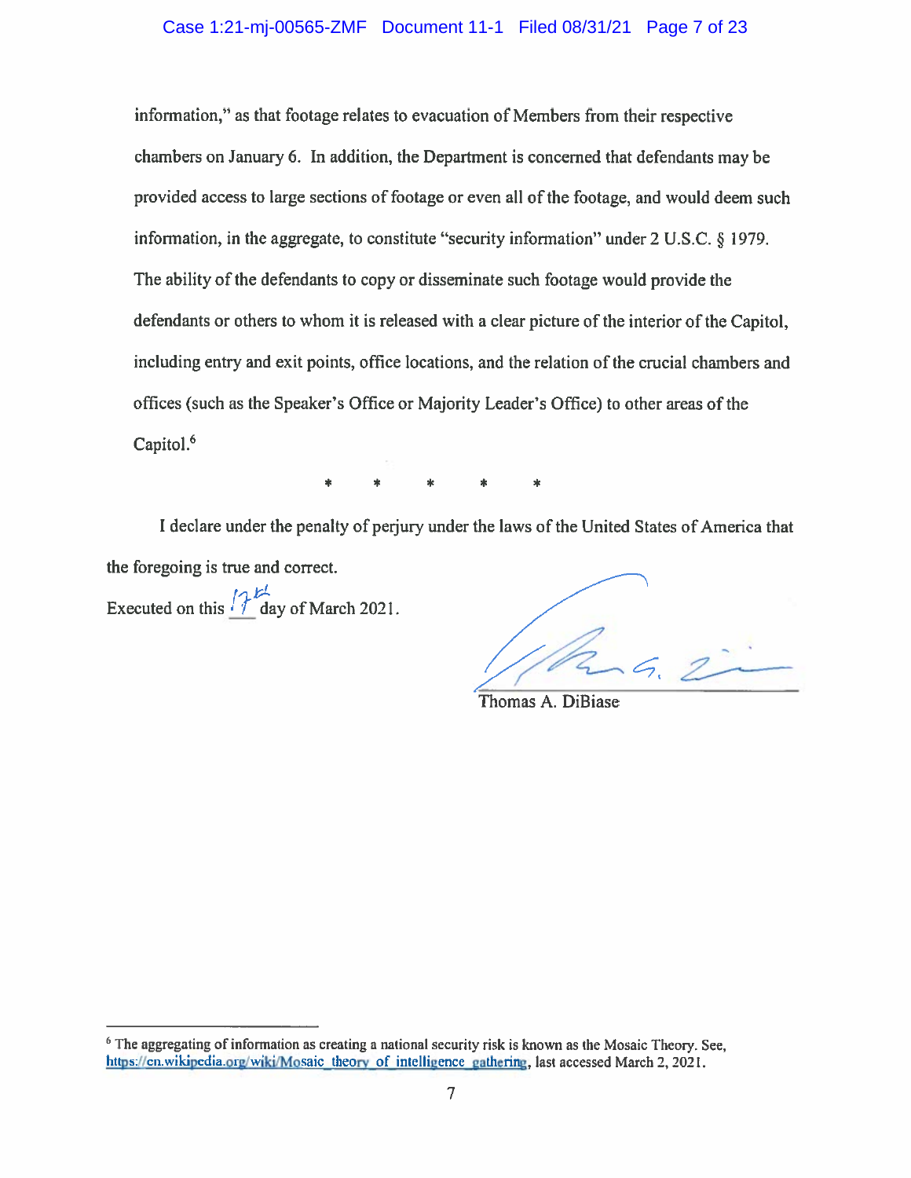information," as that footage relates to evacuation of Members from their respective chambers on January 6. In addition, the Department is concerned that defendants may be provided access to large sections of footage or even all of the footage, and would deem such information, in the aggregate, to constitute "security information" under 2 U.S.C. § 1979. The ability of the defendants to copy or disseminate such footage would provide the defendants or others to whom it is released with a clear picture of the interior of the Capitol, including entry and exit points, office locations, and the relation of the crucial chambers and offices (such as the Speaker's Office or Majority Leader's Office) to other areas of the Capitol.[6]

* * * * *

I declare under the penalty of perjury under the laws of the United States of America that the foregoing is true and correct.

Executed on this 17th day of March 2021.

Thomas A. DiBiase

[6] The aggregating of information as creating a national security risk is known as the Mosaic Theory. See, https://en.wikipedia.org/wiki/Mosaic_theory_of_intelligence_gathering, last accessed March 2, 2021.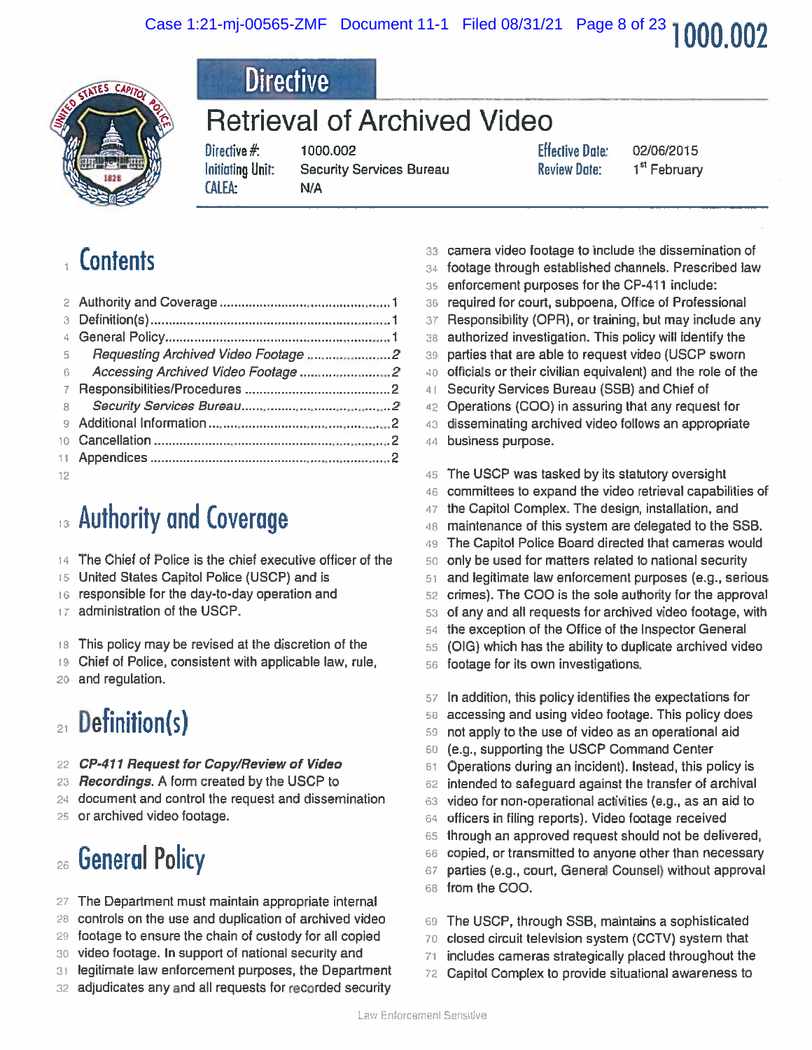1000.002

# Directive

# Retrieval of Archived Video

| | | | |
|---|---|---|---|
| Directive #: | 1000.002 | Effective Date: | 02/06/2015 |
| Initiating Unit: | Security Services Bureau | Review Date: | 1st February |
| CALEA: | N/A | | |

## Contents

- Authority and Coverage ............................................1
- Definition(s) ............................................................1
- General Policy ..........................................................1
  - *Requesting Archived Video Footage* ......................2
  - *Accessing Archived Video Footage* ........................2
- Responsibilities/Procedures .......................................2
  - *Security Services Bureau* .......................................2
- Additional Information ...............................................2
- Cancellation ...............................................................2
- Appendices .................................................................2

## Authority and Coverage

The Chief of Police is the chief executive officer of the United States Capitol Police (USCP) and is responsible for the day-to-day operation and administration of the USCP.

This policy may be revised at the discretion of the Chief of Police, consistent with applicable law, rule, and regulation.

## Definition(s)

***CP-411 Request for Copy/Review of Video Recordings***. A form created by the USCP to document and control the request and dissemination or archived video footage.

## General Policy

The Department must maintain appropriate internal controls on the use and duplication of archived video footage to ensure the chain of custody for all copied video footage. In support of national security and legitimate law enforcement purposes, the Department adjudicates any and all requests for recorded security camera video footage to include the dissemination of footage through established channels. Prescribed law enforcement purposes for the CP-411 include: required for court, subpoena, Office of Professional Responsibility (OPR), or training, but may include any authorized investigation. This policy will identify the parties that are able to request video (USCP sworn officials or their civilian equivalent) and the role of the Security Services Bureau (SSB) and Chief of Operations (COO) in assuring that any request for disseminating archived video follows an appropriate business purpose.

The USCP was tasked by its statutory oversight committees to expand the video retrieval capabilities of the Capitol Complex. The design, installation, and maintenance of this system are delegated to the SSB. The Capitol Police Board directed that cameras would only be used for matters related to national security and legitimate law enforcement purposes (e.g., serious crimes). The COO is the sole authority for the approval of any and all requests for archived video footage, with the exception of the Office of the Inspector General (OIG) which has the ability to duplicate archived video footage for its own investigations.

In addition, this policy identifies the expectations for accessing and using video footage. This policy does not apply to the use of video as an operational aid (e.g., supporting the USCP Command Center Operations during an incident). Instead, this policy is intended to safeguard against the transfer of archival video for non-operational activities (e.g., as an aid to officers in filing reports). Video footage received through an approved request should not be delivered, copied, or transmitted to anyone other than necessary parties (e.g., court, General Counsel) without approval from the COO.

The USCP, through SSB, maintains a sophisticated closed circuit television system (CCTV) system that includes cameras strategically placed throughout the Capitol Complex to provide situational awareness to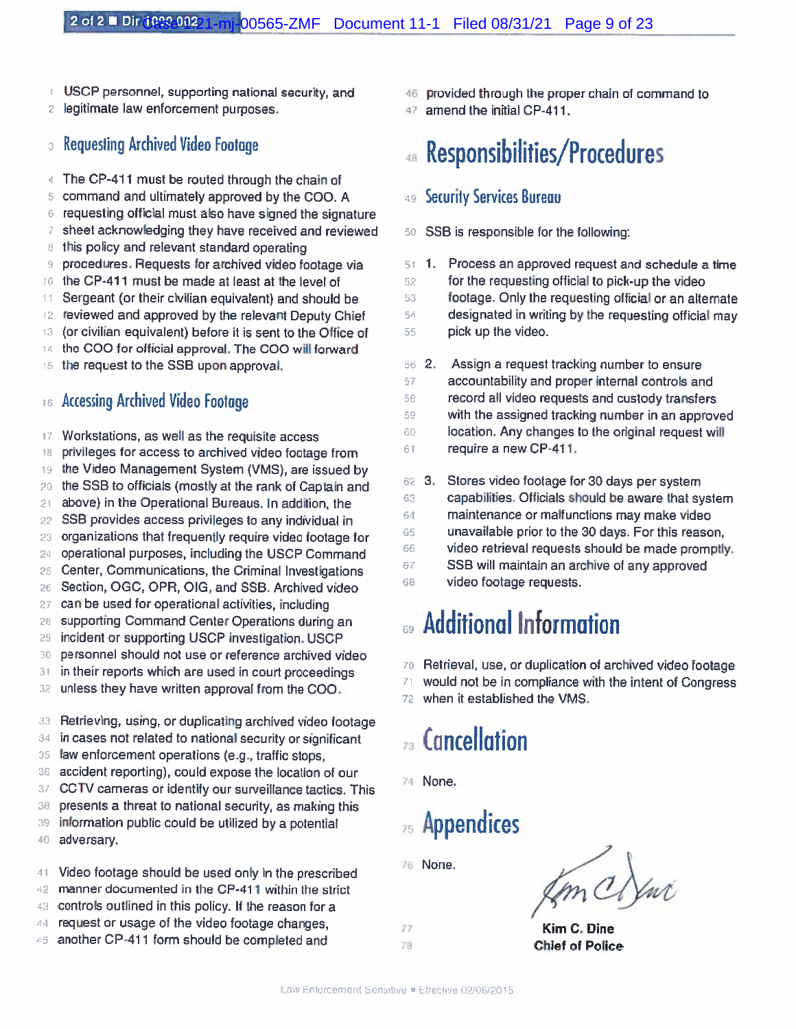USCP personnel, supporting national security, and legitimate law enforcement purposes.

### Requesting Archived Video Footage

The CP-411 must be routed through the chain of command and ultimately approved by the COO. A requesting official must also have signed the signature sheet acknowledging they have received and reviewed this policy and relevant standard operating procedures. Requests for archived video footage via the CP-411 must be made at least at the level of Sergeant (or their civilian equivalent) and should be reviewed and approved by the relevant Deputy Chief (or civilian equivalent) before it is sent to the Office of the COO for official approval. The COO will forward the request to the SSB upon approval.

### Accessing Archived Video Footage

Workstations, as well as the requisite access privileges for access to archived video footage from the Video Management System (VMS), are issued by the SSB to officials (mostly at the rank of Captain and above) in the Operational Bureaus. In addition, the SSB provides access privileges to any individual in organizations that frequently require video footage for operational purposes, including the USCP Command Center, Communications, the Criminal Investigations Section, OGC, OPR, OIG, and SSB. Archived video can be used for operational activities, including supporting Command Center Operations during an incident or supporting USCP investigation. USCP personnel should not use or reference archived video in their reports which are used in court proceedings unless they have written approval from the COO.

Retrieving, using, or duplicating archived video footage in cases not related to national security or significant law enforcement operations (e.g., traffic stops, accident reporting), could expose the location of our CCTV cameras or identify our surveillance tactics. This presents a threat to national security, as making this information public could be utilized by a potential adversary.

Video footage should be used only in the prescribed manner documented in the CP-411 within the strict controls outlined in this policy. If the reason for a request or usage of the video footage changes, another CP-411 form should be completed and provided through the proper chain of command to amend the initial CP-411.

# Responsibilities/Procedures

### Security Services Bureau

SSB is responsible for the following:

1. Process an approved request and schedule a time for the requesting official to pick-up the video footage. Only the requesting official or an alternate designated in writing by the requesting official may pick up the video.
2. Assign a request tracking number to ensure accountability and proper internal controls and record all video requests and custody transfers with the assigned tracking number in an approved location. Any changes to the original request will require a new CP-411.
3. Stores video footage for 30 days per system capabilities. Officials should be aware that system maintenance or malfunctions may make video unavailable prior to the 30 days. For this reason, video retrieval requests should be made promptly. SSB will maintain an archive of any approved video footage requests.

# Additional Information

Retrieval, use, or duplication of archived video footage would not be in compliance with the intent of Congress when it established the VMS.

# Cancellation

None.

# Appendices

None.

Kim C. Dine
Chief of Police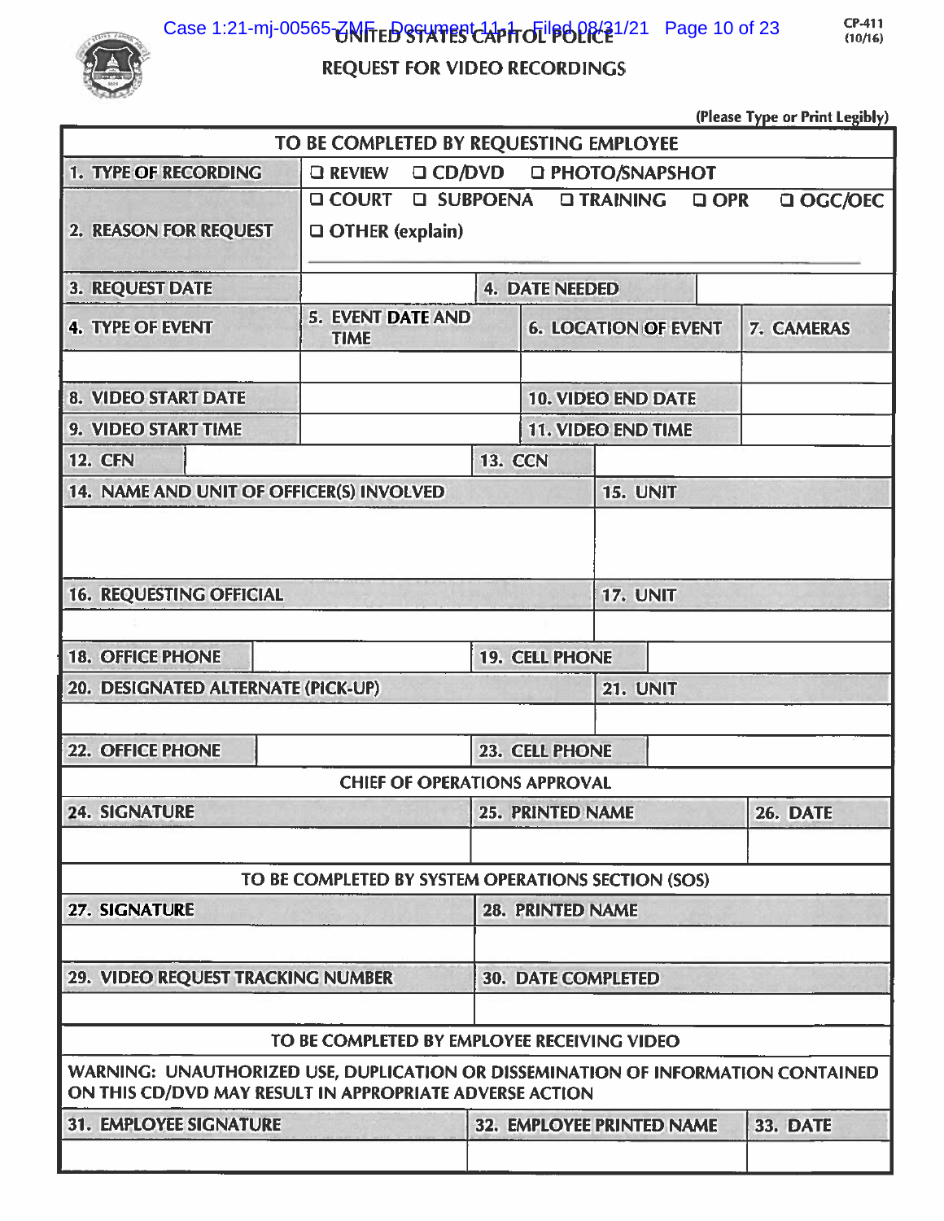CP-411
(10/16)

# UNITED STATES CAPITOL POLICE

## REQUEST FOR VIDEO RECORDINGS

(Please Type or Print Legibly)

| TO BE COMPLETED BY REQUESTING EMPLOYEE | | | |
|---|---|---|---|
| 1. TYPE OF RECORDING | ❑ REVIEW ❑ CD/DVD ❑ PHOTO/SNAPSHOT | | |
| 2. REASON FOR REQUEST | ❑ COURT ❑ SUBPOENA ❑ TRAINING ❑ OPR ❑ OGC/OEC<br>❑ OTHER (explain) | | |
| 3. REQUEST DATE | | 4. DATE NEEDED | |
| 4. TYPE OF EVENT | 5. EVENT DATE AND TIME | 6. LOCATION OF EVENT | 7. CAMERAS |
| | | | |
| 8. VIDEO START DATE | | 10. VIDEO END DATE | |
| 9. VIDEO START TIME | | 11. VIDEO END TIME | |
| 12. CFN | | 13. CCN | |
| 14. NAME AND UNIT OF OFFICER(S) INVOLVED | | 15. UNIT | |
| | | | |
| 16. REQUESTING OFFICIAL | | 17. UNIT | |
| | | | |
| 18. OFFICE PHONE | | 19. CELL PHONE | |
| 20. DESIGNATED ALTERNATE (PICK-UP) | | 21. UNIT | |
| | | | |
| 22. OFFICE PHONE | | 23. CELL PHONE | |

| CHIEF OF OPERATIONS APPROVAL | | |
|---|---|---|
| 24. SIGNATURE | 25. PRINTED NAME | 26. DATE |
| | | |

| TO BE COMPLETED BY SYSTEM OPERATIONS SECTION (SOS) | |
|---|---|
| 27. SIGNATURE | 28. PRINTED NAME |
| | |
| 29. VIDEO REQUEST TRACKING NUMBER | 30. DATE COMPLETED |
| | |

| TO BE COMPLETED BY EMPLOYEE RECEIVING VIDEO | | |
|---|---|---|
| WARNING: UNAUTHORIZED USE, DUPLICATION OR DISSEMINATION OF INFORMATION CONTAINED ON THIS CD/DVD MAY RESULT IN APPROPRIATE ADVERSE ACTION | | |
| 31. EMPLOYEE SIGNATURE | 32. EMPLOYEE PRINTED NAME | 33. DATE |
| | | |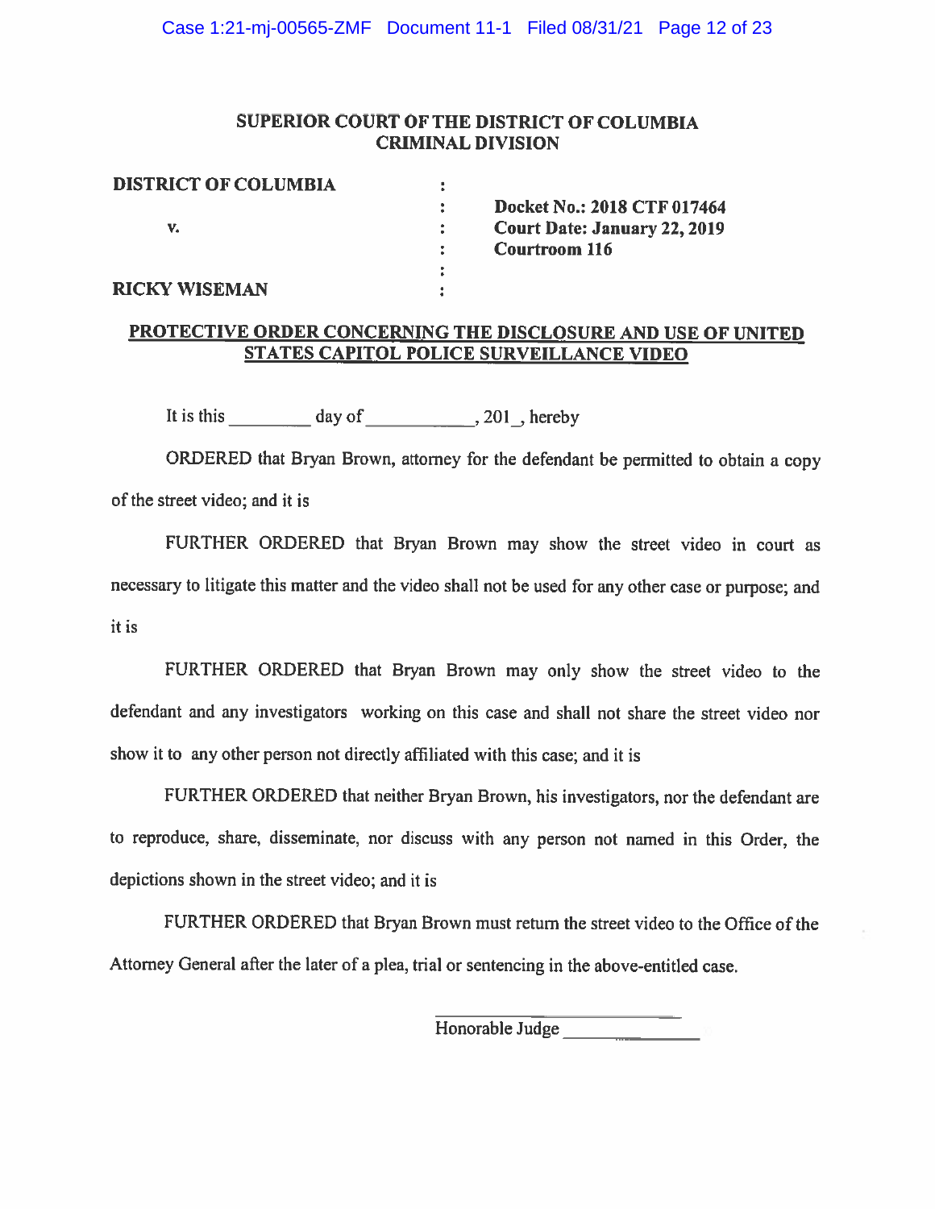**SUPERIOR COURT OF THE DISTRICT OF COLUMBIA**
**CRIMINAL DIVISION**

| | | |
|---|---|---|
| **DISTRICT OF COLUMBIA** | : | |
| | : | **Docket No.: 2018 CTF 017464** |
| v. | : | **Court Date: January 22, 2019** |
| | : | **Courtroom 116** |
| | : | |
| **RICKY WISEMAN** | : | |

**PROTECTIVE ORDER CONCERNING THE DISCLOSURE AND USE OF UNITED STATES CAPITOL POLICE SURVEILLANCE VIDEO**

It is this ________ day of ___________, 201_, hereby

ORDERED that Bryan Brown, attorney for the defendant be permitted to obtain a copy of the street video; and it is

FURTHER ORDERED that Bryan Brown may show the street video in court as necessary to litigate this matter and the video shall not be used for any other case or purpose; and it is

FURTHER ORDERED that Bryan Brown may only show the street video to the defendant and any investigators working on this case and shall not share the street video nor show it to any other person not directly affiliated with this case; and it is

FURTHER ORDERED that neither Bryan Brown, his investigators, nor the defendant are to reproduce, share, disseminate, nor discuss with any person not named in this Order, the depictions shown in the street video; and it is

FURTHER ORDERED that Bryan Brown must return the street video to the Office of the Attorney General after the later of a plea, trial or sentencing in the above-entitled case.

Honorable Judge ______________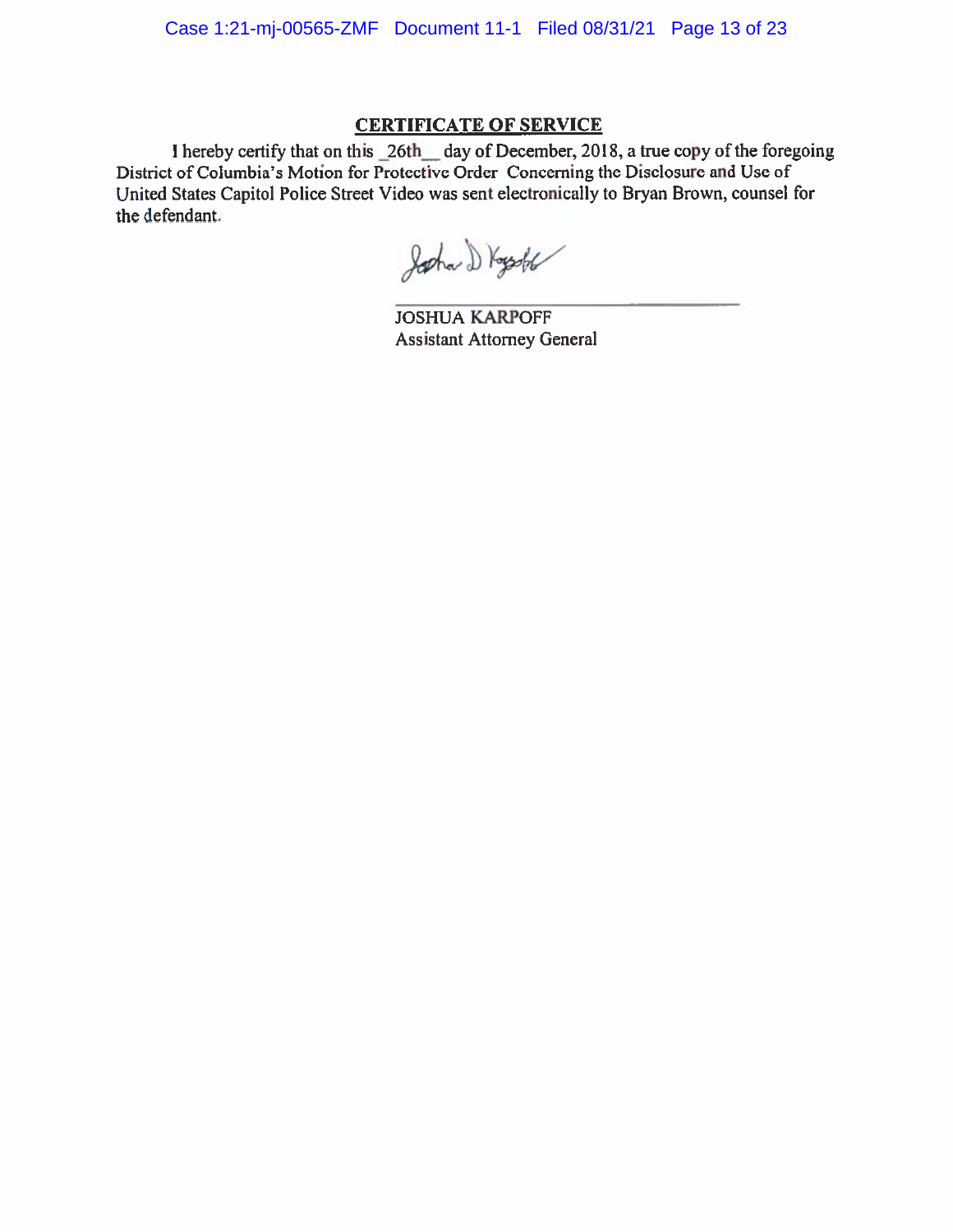**CERTIFICATE OF SERVICE**

I hereby certify that on this _26th__ day of December, 2018, a true copy of the foregoing District of Columbia's Motion for Protective Order Concerning the Disclosure and Use of United States Capitol Police Street Video was sent electronically to Bryan Brown, counsel for the defendant.

JOSHUA KARPOFF
Assistant Attorney General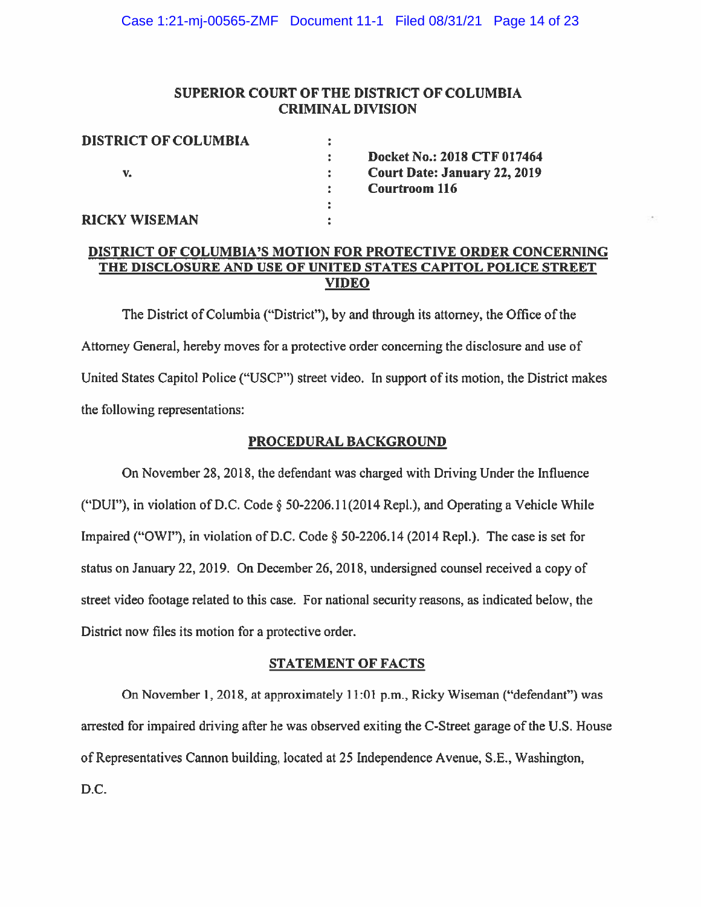# SUPERIOR COURT OF THE DISTRICT OF COLUMBIA
## CRIMINAL DIVISION

| | | |
|---|---|---|
| **DISTRICT OF COLUMBIA** | : | |
| | : | **Docket No.: 2018 CTF 017464** |
| **v.** | : | **Court Date: January 22, 2019** |
| | : | **Courtroom 116** |
| | : | |
| **RICKY WISEMAN** | : | |

**DISTRICT OF COLUMBIA'S MOTION FOR PROTECTIVE ORDER CONCERNING THE DISCLOSURE AND USE OF UNITED STATES CAPITOL POLICE STREET VIDEO**

The District of Columbia ("District"), by and through its attorney, the Office of the Attorney General, hereby moves for a protective order concerning the disclosure and use of United States Capitol Police ("USCP") street video. In support of its motion, the District makes the following representations:

## PROCEDURAL BACKGROUND

On November 28, 2018, the defendant was charged with Driving Under the Influence ("DUI"), in violation of D.C. Code § 50-2206.11(2014 Repl.), and Operating a Vehicle While Impaired ("OWI"), in violation of D.C. Code § 50-2206.14 (2014 Repl.). The case is set for status on January 22, 2019. On December 26, 2018, undersigned counsel received a copy of street video footage related to this case. For national security reasons, as indicated below, the District now files its motion for a protective order.

## STATEMENT OF FACTS

On November 1, 2018, at approximately 11:01 p.m., Ricky Wiseman ("defendant") was arrested for impaired driving after he was observed exiting the C-Street garage of the U.S. House of Representatives Cannon building, located at 25 Independence Avenue, S.E., Washington, D.C.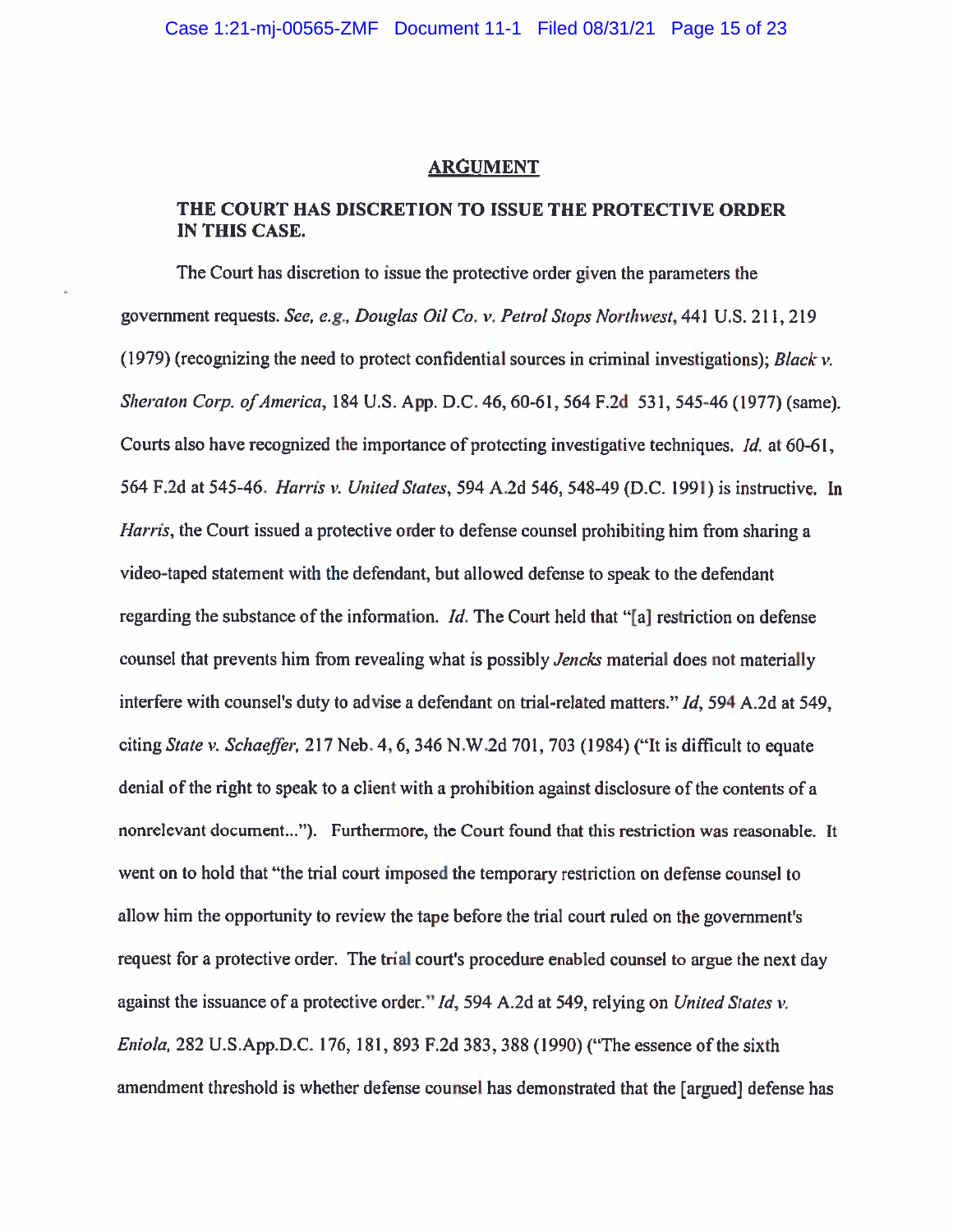## ARGUMENT

### THE COURT HAS DISCRETION TO ISSUE THE PROTECTIVE ORDER IN THIS CASE.

The Court has discretion to issue the protective order given the parameters the government requests. *See, e.g., Douglas Oil Co. v. Petrol Stops Northwest*, 441 U.S. 211, 219 (1979) (recognizing the need to protect confidential sources in criminal investigations); *Black v. Sheraton Corp. of America*, 184 U.S. App. D.C. 46, 60-61, 564 F.2d 531, 545-46 (1977) (same). Courts also have recognized the importance of protecting investigative techniques. *Id.* at 60-61, 564 F.2d at 545-46. *Harris v. United States*, 594 A.2d 546, 548-49 (D.C. 1991) is instructive. In *Harris*, the Court issued a protective order to defense counsel prohibiting him from sharing a video-taped statement with the defendant, but allowed defense to speak to the defendant regarding the substance of the information. *Id.* The Court held that "[a] restriction on defense counsel that prevents him from revealing what is possibly *Jencks* material does not materially interfere with counsel's duty to advise a defendant on trial-related matters." *Id*, 594 A.2d at 549, citing *State v. Schaeffer*, 217 Neb. 4, 6, 346 N.W.2d 701, 703 (1984) ("It is difficult to equate denial of the right to speak to a client with a prohibition against disclosure of the contents of a nonrelevant document..."). Furthermore, the Court found that this restriction was reasonable. It went on to hold that "the trial court imposed the temporary restriction on defense counsel to allow him the opportunity to review the tape before the trial court ruled on the government's request for a protective order. The trial court's procedure enabled counsel to argue the next day against the issuance of a protective order." *Id*, 594 A.2d at 549, relying on *United States v. Eniola*, 282 U.S.App.D.C. 176, 181, 893 F.2d 383, 388 (1990) ("The essence of the sixth amendment threshold is whether defense counsel has demonstrated that the [argued] defense has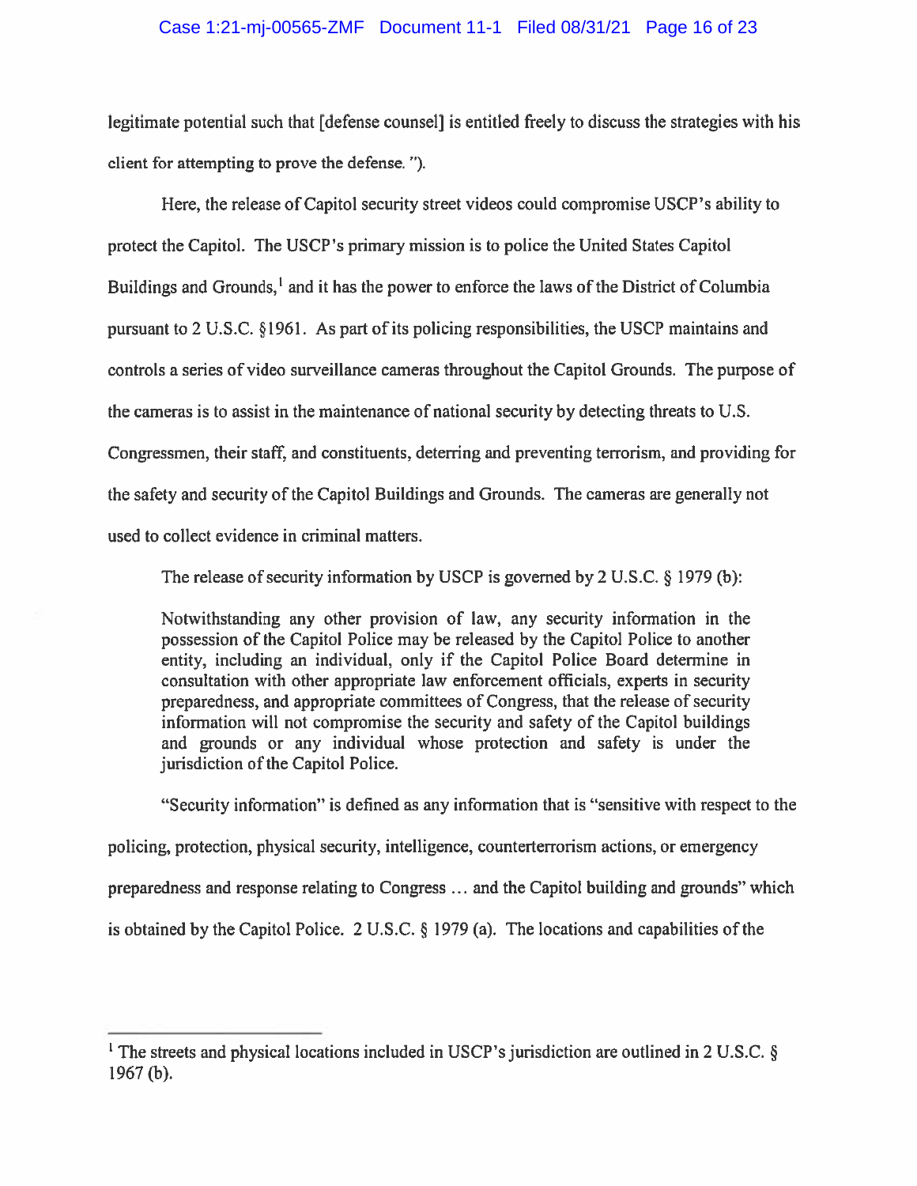legitimate potential such that [defense counsel] is entitled freely to discuss the strategies with his client for attempting to prove the defense. ").

Here, the release of Capitol security street videos could compromise USCP's ability to protect the Capitol. The USCP's primary mission is to police the United States Capitol Buildings and Grounds,[1] and it has the power to enforce the laws of the District of Columbia pursuant to 2 U.S.C. §1961. As part of its policing responsibilities, the USCP maintains and controls a series of video surveillance cameras throughout the Capitol Grounds. The purpose of the cameras is to assist in the maintenance of national security by detecting threats to U.S. Congressmen, their staff, and constituents, deterring and preventing terrorism, and providing for the safety and security of the Capitol Buildings and Grounds. The cameras are generally not used to collect evidence in criminal matters.

The release of security information by USCP is governed by 2 U.S.C. § 1979 (b):

> Notwithstanding any other provision of law, any security information in the possession of the Capitol Police may be released by the Capitol Police to another entity, including an individual, only if the Capitol Police Board determine in consultation with other appropriate law enforcement officials, experts in security preparedness, and appropriate committees of Congress, that the release of security information will not compromise the security and safety of the Capitol buildings and grounds or any individual whose protection and safety is under the jurisdiction of the Capitol Police.

"Security information" is defined as any information that is "sensitive with respect to the policing, protection, physical security, intelligence, counterterrorism actions, or emergency preparedness and response relating to Congress … and the Capitol building and grounds" which is obtained by the Capitol Police. 2 U.S.C. § 1979 (a). The locations and capabilities of the

[1] The streets and physical locations included in USCP's jurisdiction are outlined in 2 U.S.C. § 1967 (b).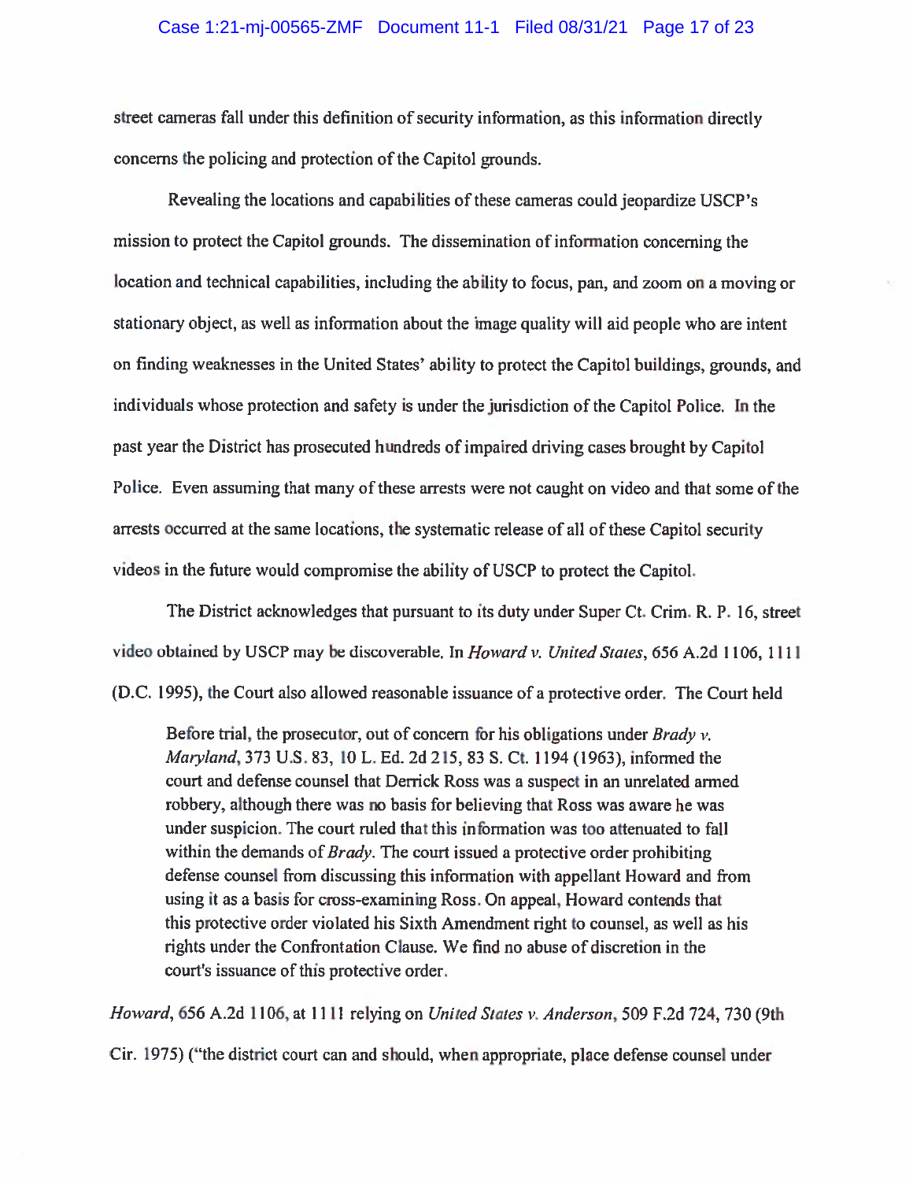street cameras fall under this definition of security information, as this information directly concerns the policing and protection of the Capitol grounds.

Revealing the locations and capabilities of these cameras could jeopardize USCP's mission to protect the Capitol grounds. The dissemination of information concerning the location and technical capabilities, including the ability to focus, pan, and zoom on a moving or stationary object, as well as information about the image quality will aid people who are intent on finding weaknesses in the United States' ability to protect the Capitol buildings, grounds, and individuals whose protection and safety is under the jurisdiction of the Capitol Police. In the past year the District has prosecuted hundreds of impaired driving cases brought by Capitol Police. Even assuming that many of these arrests were not caught on video and that some of the arrests occurred at the same locations, the systematic release of all of these Capitol security videos in the future would compromise the ability of USCP to protect the Capitol.

The District acknowledges that pursuant to its duty under Super Ct. Crim. R. P. 16, street video obtained by USCP may be discoverable. In *Howard v. United States*, 656 A.2d 1106, 1111 (D.C. 1995), the Court also allowed reasonable issuance of a protective order. The Court held

> Before trial, the prosecutor, out of concern for his obligations under *Brady v. Maryland*, 373 U.S. 83, 10 L. Ed. 2d 215, 83 S. Ct. 1194 (1963), informed the court and defense counsel that Derrick Ross was a suspect in an unrelated armed robbery, although there was no basis for believing that Ross was aware he was under suspicion. The court ruled that this information was too attenuated to fall within the demands of *Brady*. The court issued a protective order prohibiting defense counsel from discussing this information with appellant Howard and from using it as a basis for cross-examining Ross. On appeal, Howard contends that this protective order violated his Sixth Amendment right to counsel, as well as his rights under the Confrontation Clause. We find no abuse of discretion in the court's issuance of this protective order.

*Howard*, 656 A.2d 1106, at 1111 relying on *United States v. Anderson*, 509 F.2d 724, 730 (9th Cir. 1975) ("the district court can and should, when appropriate, place defense counsel under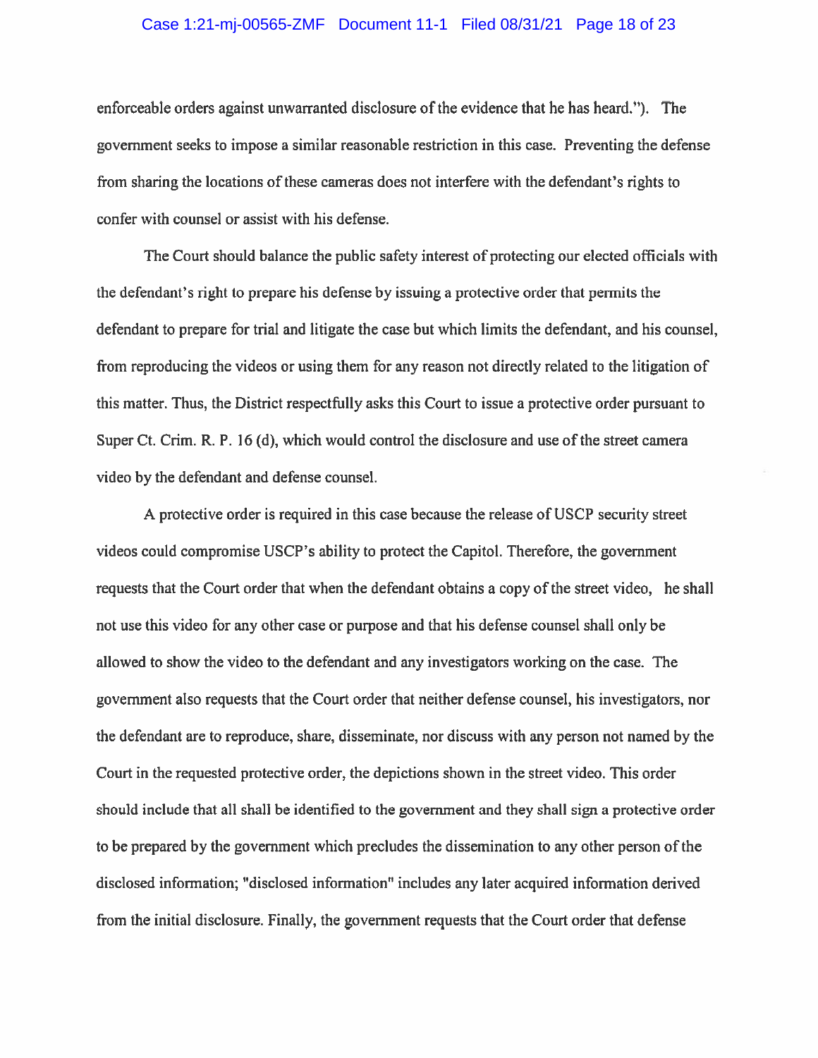enforceable orders against unwarranted disclosure of the evidence that he has heard."). The government seeks to impose a similar reasonable restriction in this case. Preventing the defense from sharing the locations of these cameras does not interfere with the defendant's rights to confer with counsel or assist with his defense.

The Court should balance the public safety interest of protecting our elected officials with the defendant's right to prepare his defense by issuing a protective order that permits the defendant to prepare for trial and litigate the case but which limits the defendant, and his counsel, from reproducing the videos or using them for any reason not directly related to the litigation of this matter. Thus, the District respectfully asks this Court to issue a protective order pursuant to Super Ct. Crim. R. P. 16 (d), which would control the disclosure and use of the street camera video by the defendant and defense counsel.

A protective order is required in this case because the release of USCP security street videos could compromise USCP's ability to protect the Capitol. Therefore, the government requests that the Court order that when the defendant obtains a copy of the street video, he shall not use this video for any other case or purpose and that his defense counsel shall only be allowed to show the video to the defendant and any investigators working on the case. The government also requests that the Court order that neither defense counsel, his investigators, nor the defendant are to reproduce, share, disseminate, nor discuss with any person not named by the Court in the requested protective order, the depictions shown in the street video. This order should include that all shall be identified to the government and they shall sign a protective order to be prepared by the government which precludes the dissemination to any other person of the disclosed information; "disclosed information" includes any later acquired information derived from the initial disclosure. Finally, the government requests that the Court order that defense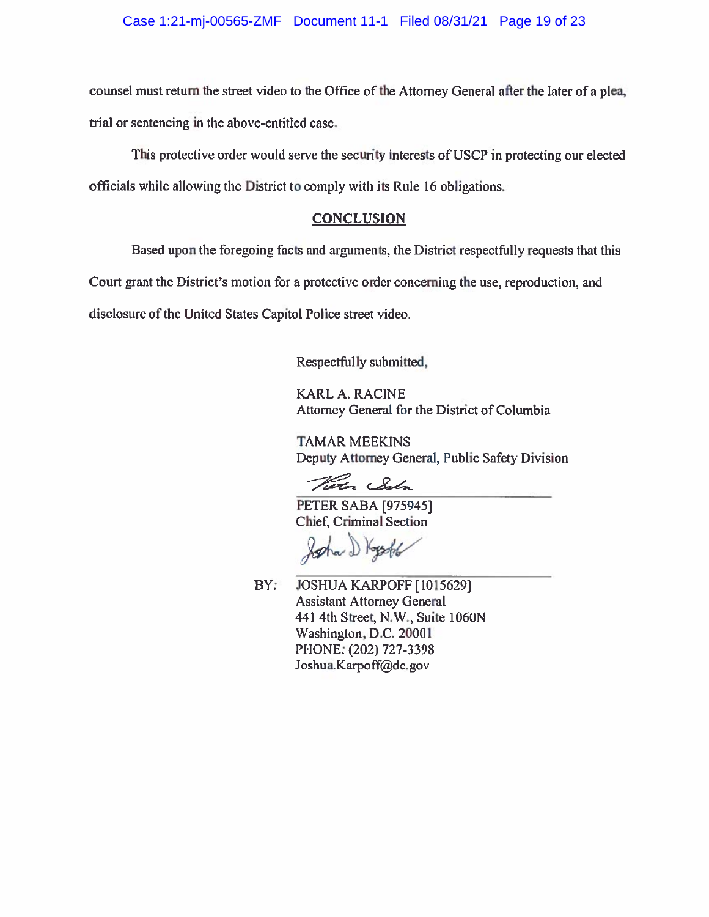counsel must return the street video to the Office of the Attorney General after the later of a plea, trial or sentencing in the above-entitled case.

This protective order would serve the security interests of USCP in protecting our elected officials while allowing the District to comply with its Rule 16 obligations.

## CONCLUSION

Based upon the foregoing facts and arguments, the District respectfully requests that this Court grant the District's motion for a protective order concerning the use, reproduction, and disclosure of the United States Capitol Police street video.

Respectfully submitted,

KARL A. RACINE
Attorney General for the District of Columbia

TAMAR MEEKINS
Deputy Attorney General, Public Safety Division

PETER SABA [975945]
Chief, Criminal Section

BY: JOSHUA KARPOFF [1015629]
Assistant Attorney General
441 4th Street, N.W., Suite 1060N
Washington, D.C. 20001
PHONE: (202) 727-3398
Joshua.Karpoff@dc.gov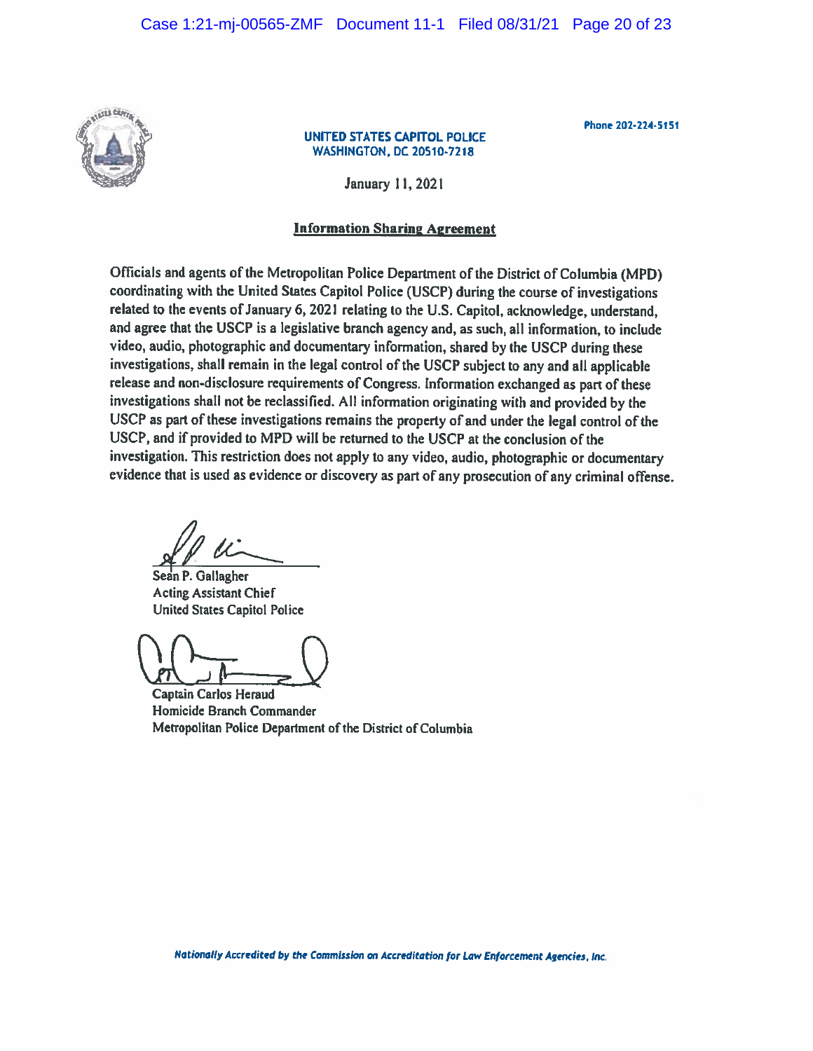UNITED STATES CAPITOL POLICE
WASHINGTON, DC 20510-7218

Phone 202-224-5151

January 11, 2021

## Information Sharing Agreement

Officials and agents of the Metropolitan Police Department of the District of Columbia (MPD) coordinating with the United States Capitol Police (USCP) during the course of investigations related to the events of January 6, 2021 relating to the U.S. Capitol, acknowledge, understand, and agree that the USCP is a legislative branch agency and, as such, all information, to include video, audio, photographic and documentary information, shared by the USCP during these investigations, shall remain in the legal control of the USCP subject to any and all applicable release and non-disclosure requirements of Congress. Information exchanged as part of these investigations shall not be reclassified. All information originating with and provided by the USCP as part of these investigations remains the property of and under the legal control of the USCP, and if provided to MPD will be returned to the USCP at the conclusion of the investigation. This restriction does not apply to any video, audio, photographic or documentary evidence that is used as evidence or discovery as part of any prosecution of any criminal offense.

Sean P. Gallagher
Acting Assistant Chief
United States Capitol Police

Captain Carlos Heraud
Homicide Branch Commander
Metropolitan Police Department of the District of Columbia

*Nationally Accredited by the Commission on Accreditation for Law Enforcement Agencies, Inc.*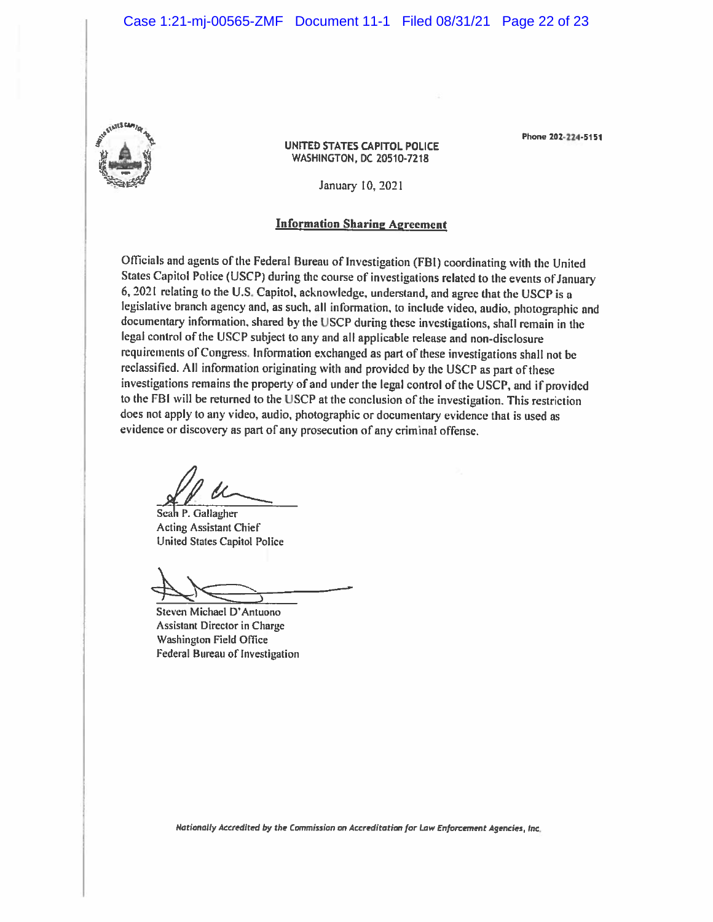UNITED STATES CAPITOL POLICE
WASHINGTON, DC 20510-7218

Phone 202-224-5151

January 10, 2021

## Information Sharing Agreement

Officials and agents of the Federal Bureau of Investigation (FBI) coordinating with the United States Capitol Police (USCP) during the course of investigations related to the events of January 6, 2021 relating to the U.S. Capitol, acknowledge, understand, and agree that the USCP is a legislative branch agency and, as such, all information, to include video, audio, photographic and documentary information, shared by the USCP during these investigations, shall remain in the legal control of the USCP subject to any and all applicable release and non-disclosure requirements of Congress. Information exchanged as part of these investigations shall not be reclassified. All information originating with and provided by the USCP as part of these investigations remains the property of and under the legal control of the USCP, and if provided to the FBI will be returned to the USCP at the conclusion of the investigation. This restriction does not apply to any video, audio, photographic or documentary evidence that is used as evidence or discovery as part of any prosecution of any criminal offense.

Sean P. Gallagher
Acting Assistant Chief
United States Capitol Police

Steven Michael D'Antuono
Assistant Director in Charge
Washington Field Office
Federal Bureau of Investigation

*Nationally Accredited by the Commission on Accreditation for Law Enforcement Agencies, Inc.*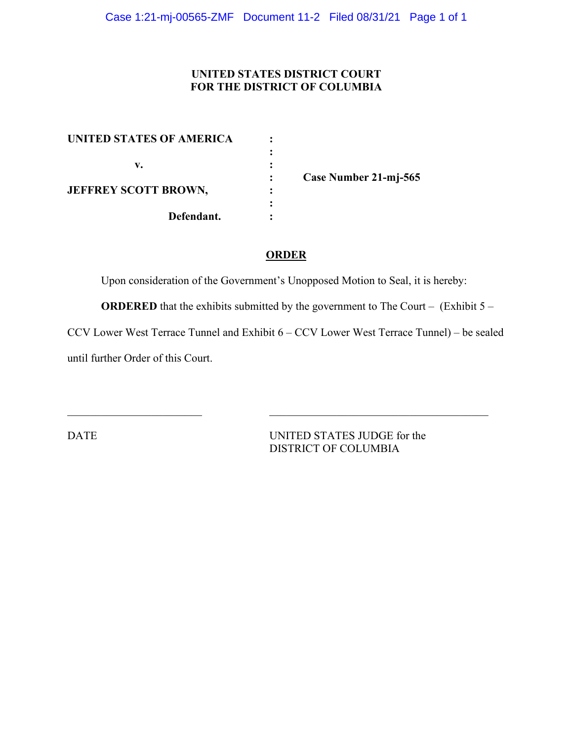**UNITED STATES DISTRICT COURT**
**FOR THE DISTRICT OF COLUMBIA**

| | | |
|---|---|---|
| **UNITED STATES OF AMERICA** | : | |
| | : | |
| **v.** | : | |
| | : | **Case Number 21-mj-565** |
| **JEFFREY SCOTT BROWN,** | : | |
| | : | |
| **Defendant.** | : | |

**ORDER**

Upon consideration of the Government's Unopposed Motion to Seal, it is hereby:

**ORDERED** that the exhibits submitted by the government to The Court – (Exhibit 5 – CCV Lower West Terrace Tunnel and Exhibit 6 – CCV Lower West Terrace Tunnel) – be sealed until further Order of this Court.

\_\_\_\_\_\_\_\_\_\_\_\_\_\_\_\_\_\_\_\_\_\_\_\_\_\_

DATE

\_\_\_\_\_\_\_\_\_\_\_\_\_\_\_\_\_\_\_\_\_\_\_\_\_\_\_\_\_\_\_\_\_\_\_\_\_\_\_\_\_\_

UNITED STATES JUDGE for the
DISTRICT OF COLUMBIA